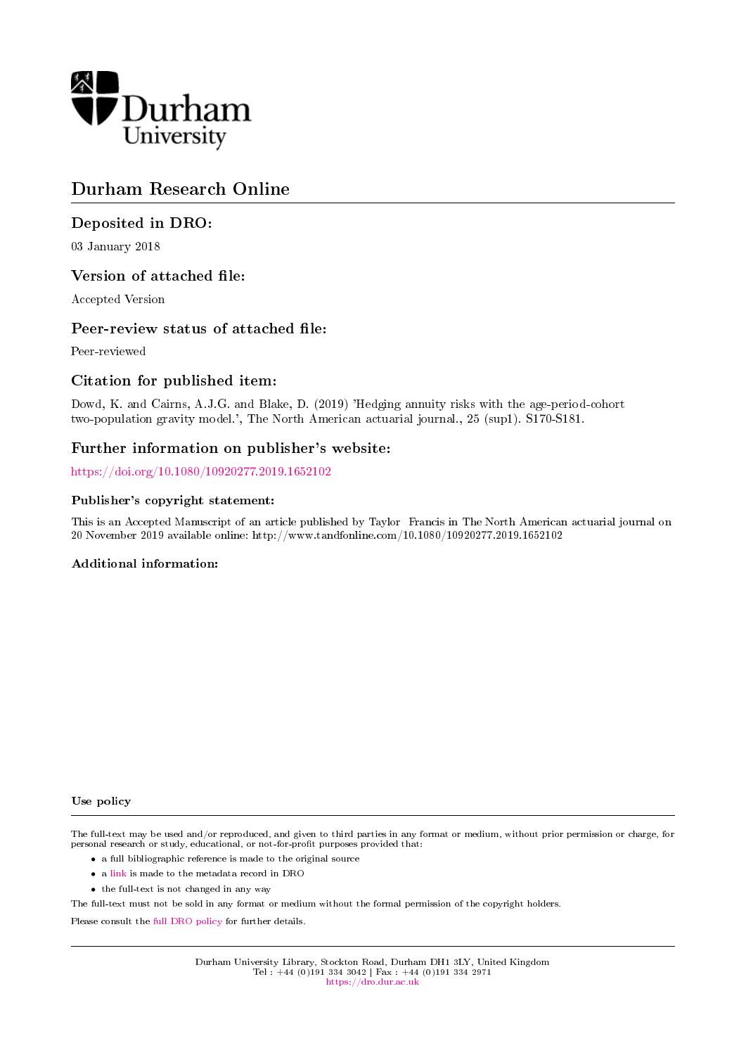Durham University

# Durham Research Online

## Deposited in DRO:

03 January 2018

## Version of attached file:

Accepted Version

## Peer-review status of attached file:

Peer-reviewed

## Citation for published item:

Dowd, K. and Cairns, A.J.G. and Blake, D. (2019) 'Hedging annuity risks with the age-period-cohort two-population gravity model.', The North American actuarial journal., 25 (sup1). S170-S181.

## Further information on publisher's website:

https://doi.org/10.1080/10920277.2019.1652102

### Publisher's copyright statement:

This is an Accepted Manuscript of an article published by Taylor Francis in The North American actuarial journal on 20 November 2019 available online: http://www.tandfonline.com/10.1080/10920277.2019.1652102

### Additional information:

#### Use policy

The full-text may be used and/or reproduced, and given to third parties in any format or medium, without prior permission or charge, for personal research or study, educational, or not-for-profit purposes provided that:

- a full bibliographic reference is made to the original source
- a link is made to the metadata record in DRO
- the full-text is not changed in any way

The full-text must not be sold in any format or medium without the formal permission of the copyright holders.

Please consult the full DRO policy for further details.

Durham University Library, Stockton Road, Durham DH1 3LY, United Kingdom
Tel : +44 (0)191 334 3042 | Fax : +44 (0)191 334 2971
https://dro.dur.ac.uk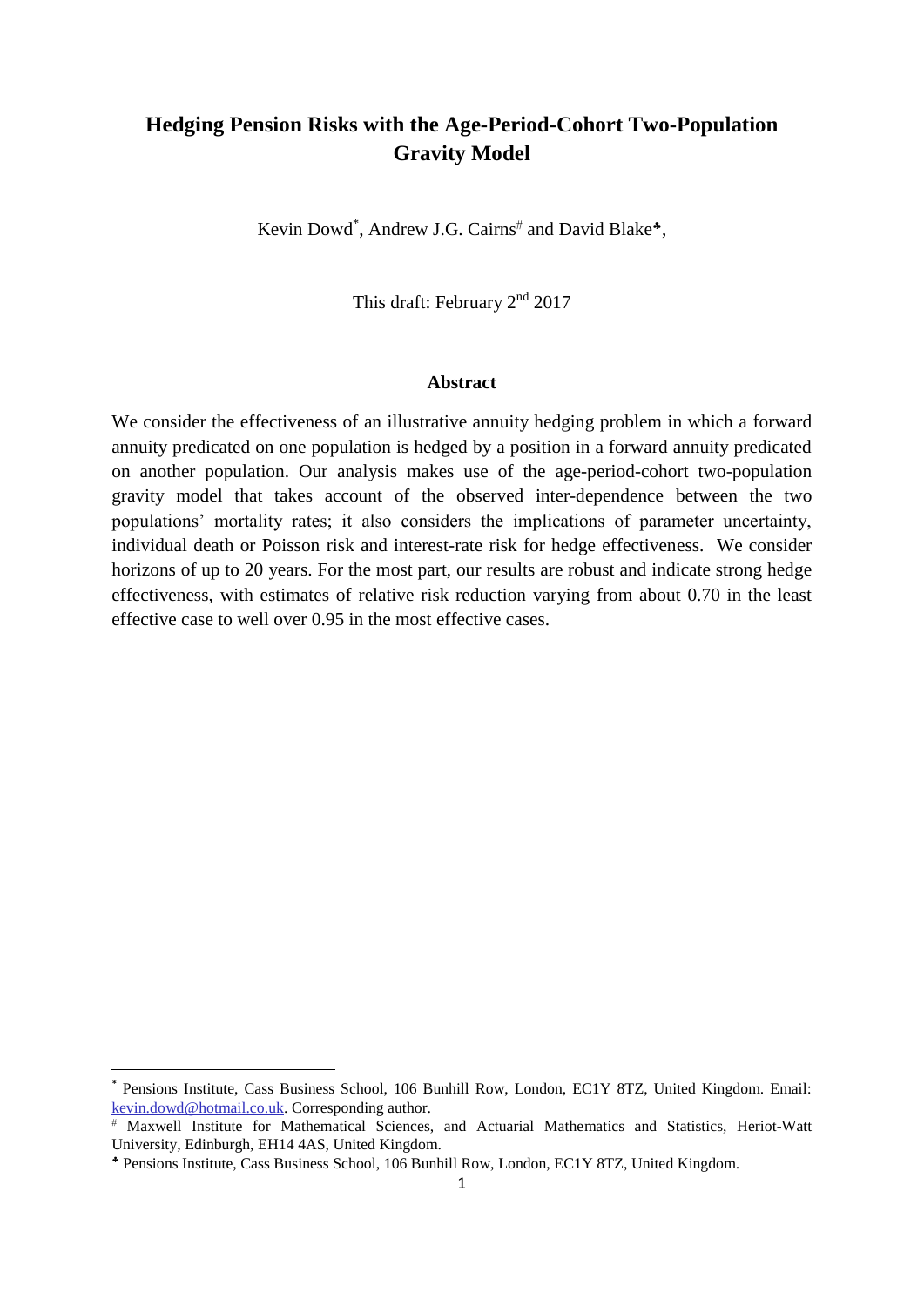# Hedging Pension Risks with the Age-Period-Cohort Two-Population Gravity Model

Kevin Dowd[*], Andrew J.G. Cairns[#] and David Blake[♣],

This draft: February 2[nd] 2017

## Abstract

We consider the effectiveness of an illustrative annuity hedging problem in which a forward annuity predicated on one population is hedged by a position in a forward annuity predicated on another population. Our analysis makes use of the age-period-cohort two-population gravity model that takes account of the observed inter-dependence between the two populations' mortality rates; it also considers the implications of parameter uncertainty, individual death or Poisson risk and interest-rate risk for hedge effectiveness. We consider horizons of up to 20 years. For the most part, our results are robust and indicate strong hedge effectiveness, with estimates of relative risk reduction varying from about 0.70 in the least effective case to well over 0.95 in the most effective cases.

---

[*] Pensions Institute, Cass Business School, 106 Bunhill Row, London, EC1Y 8TZ, United Kingdom. Email: kevin.dowd@hotmail.co.uk. Corresponding author.

[#] Maxwell Institute for Mathematical Sciences, and Actuarial Mathematics and Statistics, Heriot-Watt University, Edinburgh, EH14 4AS, United Kingdom.

[♣] Pensions Institute, Cass Business School, 106 Bunhill Row, London, EC1Y 8TZ, United Kingdom.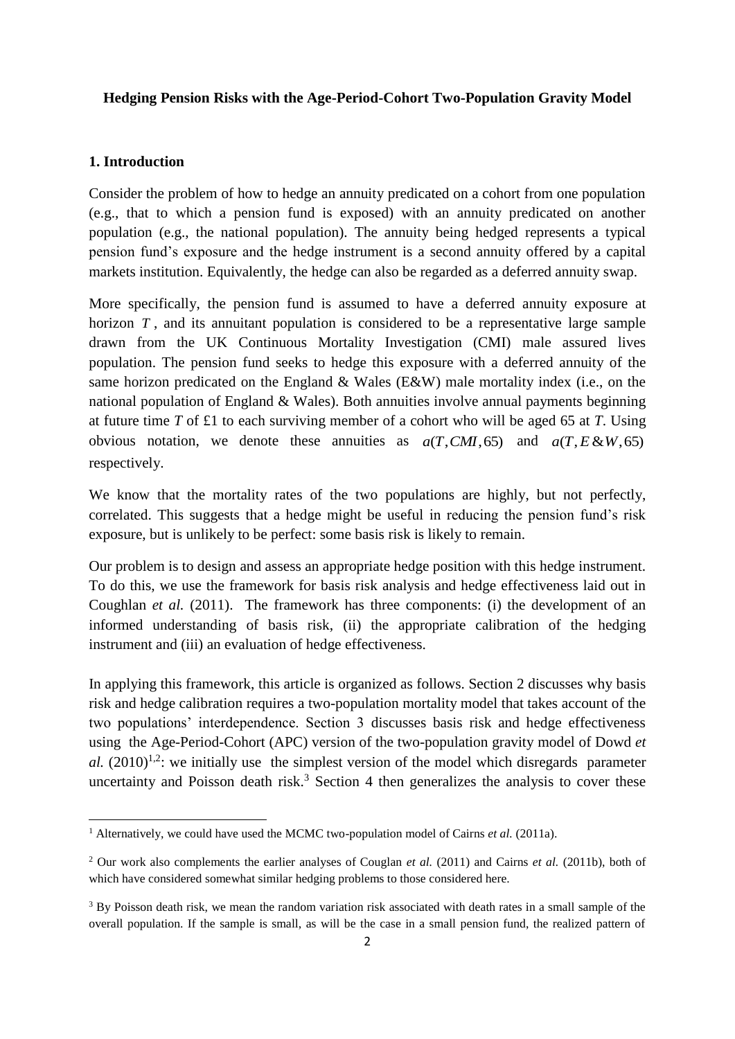**Hedging Pension Risks with the Age-Period-Cohort Two-Population Gravity Model**

## 1. Introduction

Consider the problem of how to hedge an annuity predicated on a cohort from one population (e.g., that to which a pension fund is exposed) with an annuity predicated on another population (e.g., the national population). The annuity being hedged represents a typical pension fund's exposure and the hedge instrument is a second annuity offered by a capital markets institution. Equivalently, the hedge can also be regarded as a deferred annuity swap.

More specifically, the pension fund is assumed to have a deferred annuity exposure at horizon $T$, and its annuitant population is considered to be a representative large sample drawn from the UK Continuous Mortality Investigation (CMI) male assured lives population. The pension fund seeks to hedge this exposure with a deferred annuity of the same horizon predicated on the England & Wales (E&W) male mortality index (i.e., on the national population of England & Wales). Both annuities involve annual payments beginning at future time $T$ of £1 to each surviving member of a cohort who will be aged 65 at $T$. Using obvious notation, we denote these annuities as $a(T, CMI, 65)$ and $a(T, E\&W, 65)$ respectively.

We know that the mortality rates of the two populations are highly, but not perfectly, correlated. This suggests that a hedge might be useful in reducing the pension fund's risk exposure, but is unlikely to be perfect: some basis risk is likely to remain.

Our problem is to design and assess an appropriate hedge position with this hedge instrument. To do this, we use the framework for basis risk analysis and hedge effectiveness laid out in Coughlan *et al.* (2011). The framework has three components: (i) the development of an informed understanding of basis risk, (ii) the appropriate calibration of the hedging instrument and (iii) an evaluation of hedge effectiveness.

In applying this framework, this article is organized as follows. Section 2 discusses why basis risk and hedge calibration requires a two-population mortality model that takes account of the two populations' interdependence. Section 3 discusses basis risk and hedge effectiveness using the Age-Period-Cohort (APC) version of the two-population gravity model of Dowd *et al.* (2010)[1,2]: we initially use the simplest version of the model which disregards parameter uncertainty and Poisson death risk.[3] Section 4 then generalizes the analysis to cover these

---

[1] Alternatively, we could have used the MCMC two-population model of Cairns *et al.* (2011a).

[2] Our work also complements the earlier analyses of Couglan *et al.* (2011) and Cairns *et al.* (2011b), both of which have considered somewhat similar hedging problems to those considered here.

[3] By Poisson death risk, we mean the random variation risk associated with death rates in a small sample of the overall population. If the sample is small, as will be the case in a small pension fund, the realized pattern of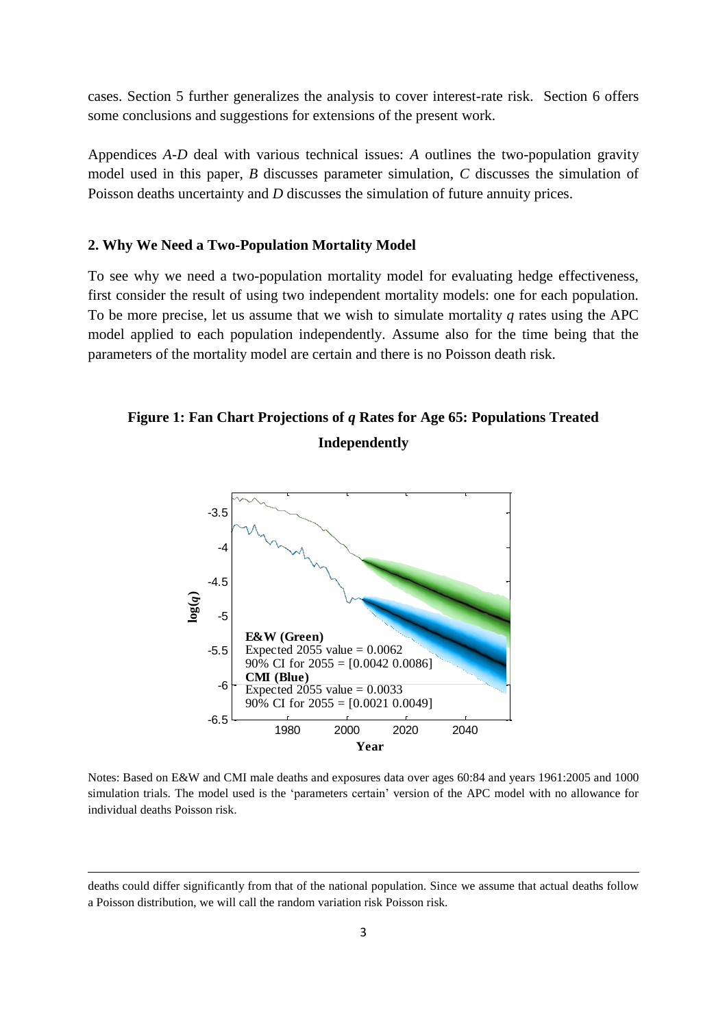cases. Section 5 further generalizes the analysis to cover interest-rate risk. Section 6 offers some conclusions and suggestions for extensions of the present work.

Appendices *A-D* deal with various technical issues: *A* outlines the two-population gravity model used in this paper, *B* discusses parameter simulation, *C* discusses the simulation of Poisson deaths uncertainty and *D* discusses the simulation of future annuity prices.

## 2. Why We Need a Two-Population Mortality Model

To see why we need a two-population mortality model for evaluating hedge effectiveness, first consider the result of using two independent mortality models: one for each population. To be more precise, let us assume that we wish to simulate mortality $q$ rates using the APC model applied to each population independently. Assume also for the time being that the parameters of the mortality model are certain and there is no Poisson death risk.

**Figure 1: Fan Chart Projections of *q* Rates for Age 65: Populations Treated Independently**

Notes: Based on E&W and CMI male deaths and exposures data over ages 60:84 and years 1961:2005 and 1000 simulation trials. The model used is the 'parameters certain' version of the APC model with no allowance for individual deaths Poisson risk.

---

deaths could differ significantly from that of the national population. Since we assume that actual deaths follow a Poisson distribution, we will call the random variation risk Poisson risk.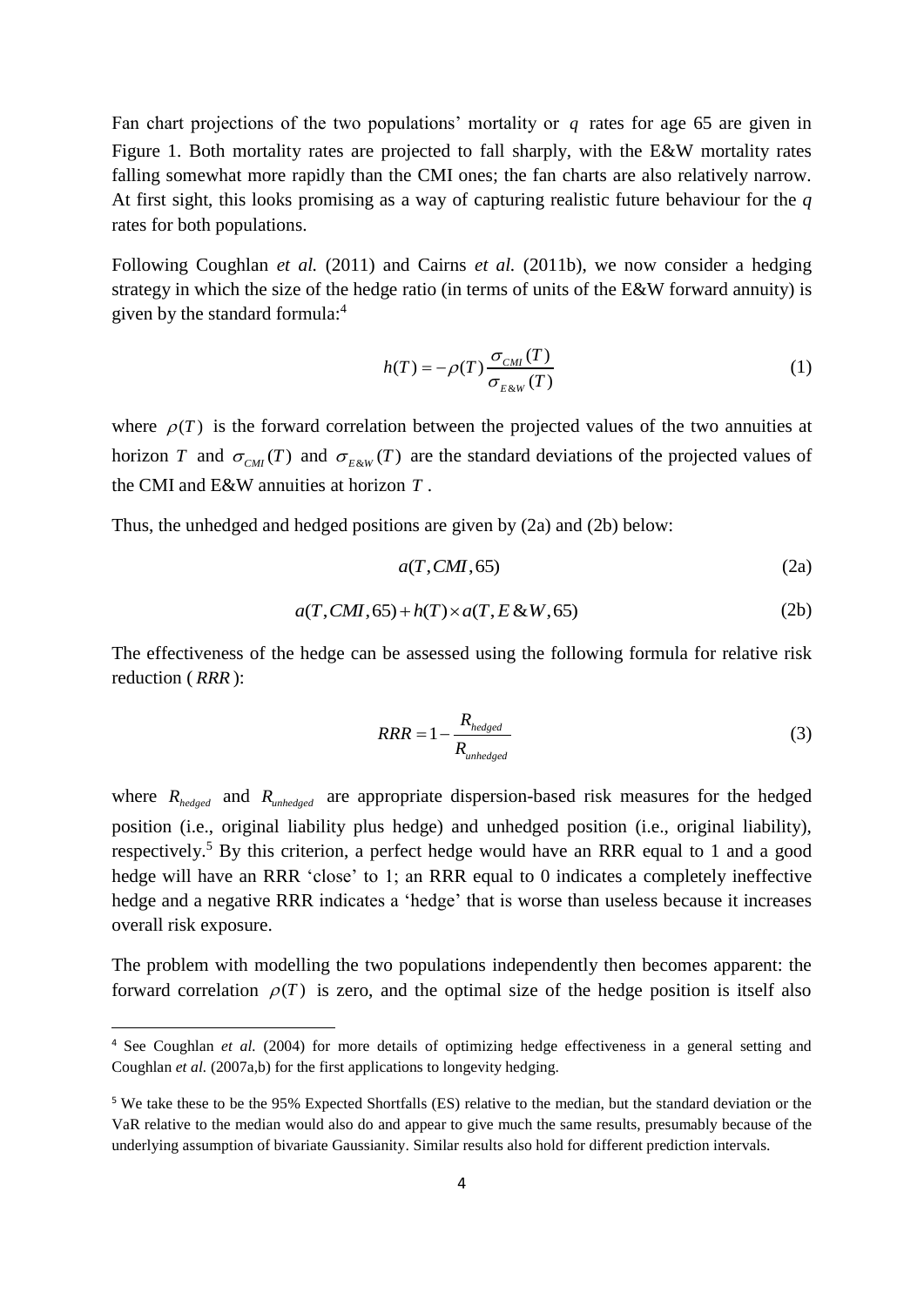Fan chart projections of the two populations' mortality or $q$ rates for age 65 are given in Figure 1. Both mortality rates are projected to fall sharply, with the E&W mortality rates falling somewhat more rapidly than the CMI ones; the fan charts are also relatively narrow. At first sight, this looks promising as a way of capturing realistic future behaviour for the $q$ rates for both populations.

Following Coughlan *et al.* (2011) and Cairns *et al.* (2011b), we now consider a hedging strategy in which the size of the hedge ratio (in terms of units of the E&W forward annuity) is given by the standard formula:[4]

$$h(T) = -\rho(T)\frac{\sigma_{CMI}(T)}{\sigma_{E\&W}(T)} \tag{1}$$

where $\rho(T)$ is the forward correlation between the projected values of the two annuities at horizon $T$ and $\sigma_{CMI}(T)$ and $\sigma_{E\&W}(T)$ are the standard deviations of the projected values of the CMI and E&W annuities at horizon $T$.

Thus, the unhedged and hedged positions are given by (2a) and (2b) below:

$$a(T, CMI, 65) \tag{2a}$$

$$a(T, CMI, 65) + h(T) \times a(T, E\&W, 65) \tag{2b}$$

The effectiveness of the hedge can be assessed using the following formula for relative risk reduction ($RRR$):

$$RRR = 1 - \frac{R_{hedged}}{R_{unhedged}} \tag{3}$$

where $R_{hedged}$ and $R_{unhedged}$ are appropriate dispersion-based risk measures for the hedged position (i.e., original liability plus hedge) and unhedged position (i.e., original liability), respectively.[5] By this criterion, a perfect hedge would have an RRR equal to 1 and a good hedge will have an RRR 'close' to 1; an RRR equal to 0 indicates a completely ineffective hedge and a negative RRR indicates a 'hedge' that is worse than useless because it increases overall risk exposure.

The problem with modelling the two populations independently then becomes apparent: the forward correlation $\rho(T)$ is zero, and the optimal size of the hedge position is itself also

---

[4] See Coughlan *et al.* (2004) for more details of optimizing hedge effectiveness in a general setting and Coughlan *et al.* (2007a,b) for the first applications to longevity hedging.

[5] We take these to be the 95% Expected Shortfalls (ES) relative to the median, but the standard deviation or the VaR relative to the median would also do and appear to give much the same results, presumably because of the underlying assumption of bivariate Gaussianity. Similar results also hold for different prediction intervals.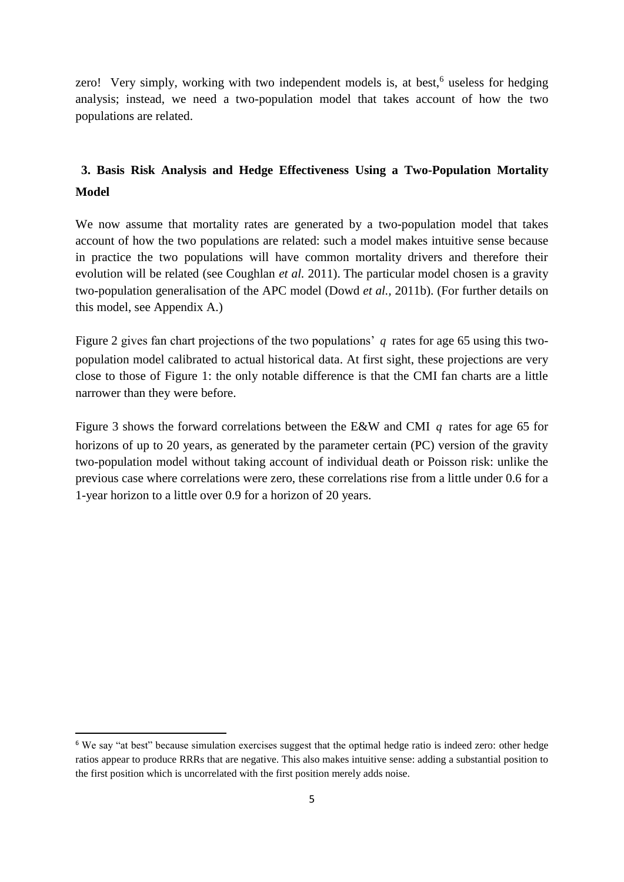zero! Very simply, working with two independent models is, at best,[6] useless for hedging analysis; instead, we need a two-population model that takes account of how the two populations are related.

## 3. Basis Risk Analysis and Hedge Effectiveness Using a Two-Population Mortality Model

We now assume that mortality rates are generated by a two-population model that takes account of how the two populations are related: such a model makes intuitive sense because in practice the two populations will have common mortality drivers and therefore their evolution will be related (see Coughlan *et al.* 2011). The particular model chosen is a gravity two-population generalisation of the APC model (Dowd *et al.*, 2011b). (For further details on this model, see Appendix A.)

Figure 2 gives fan chart projections of the two populations' $q$ rates for age 65 using this two-population model calibrated to actual historical data. At first sight, these projections are very close to those of Figure 1: the only notable difference is that the CMI fan charts are a little narrower than they were before.

Figure 3 shows the forward correlations between the E&W and CMI $q$ rates for age 65 for horizons of up to 20 years, as generated by the parameter certain (PC) version of the gravity two-population model without taking account of individual death or Poisson risk: unlike the previous case where correlations were zero, these correlations rise from a little under 0.6 for a 1-year horizon to a little over 0.9 for a horizon of 20 years.

[6] We say "at best" because simulation exercises suggest that the optimal hedge ratio is indeed zero: other hedge ratios appear to produce RRRs that are negative. This also makes intuitive sense: adding a substantial position to the first position which is uncorrelated with the first position merely adds noise.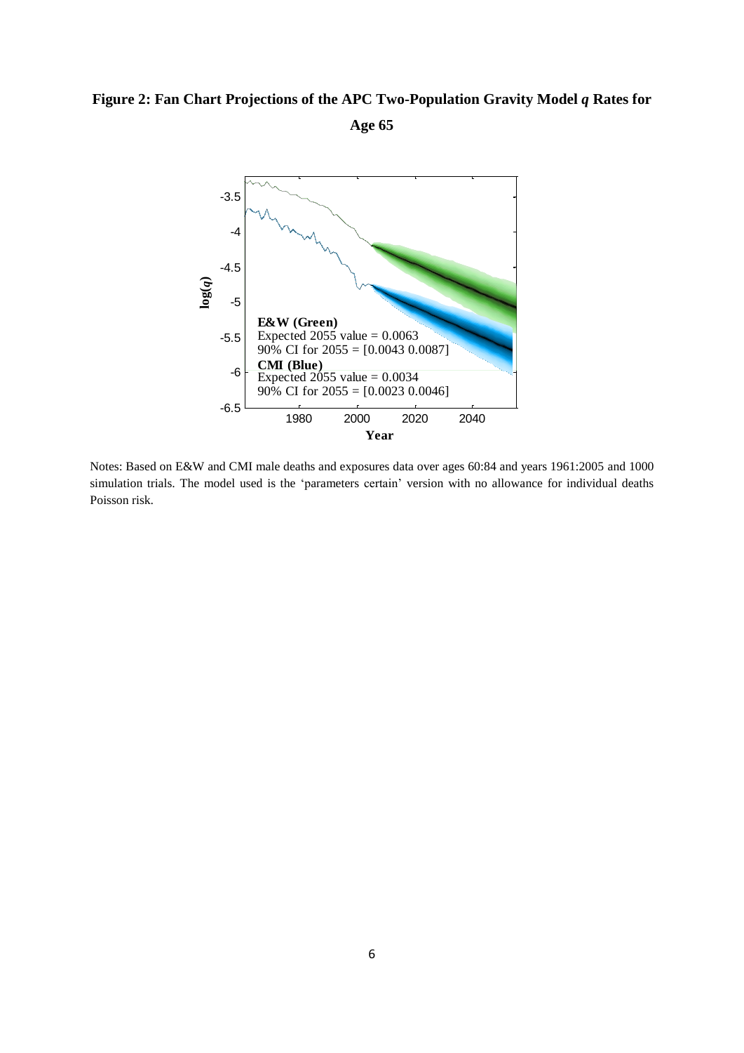**Figure 2: Fan Chart Projections of the APC Two-Population Gravity Model *q* Rates for Age 65**

Notes: Based on E&W and CMI male deaths and exposures data over ages 60:84 and years 1961:2005 and 1000 simulation trials. The model used is the 'parameters certain' version with no allowance for individual deaths Poisson risk.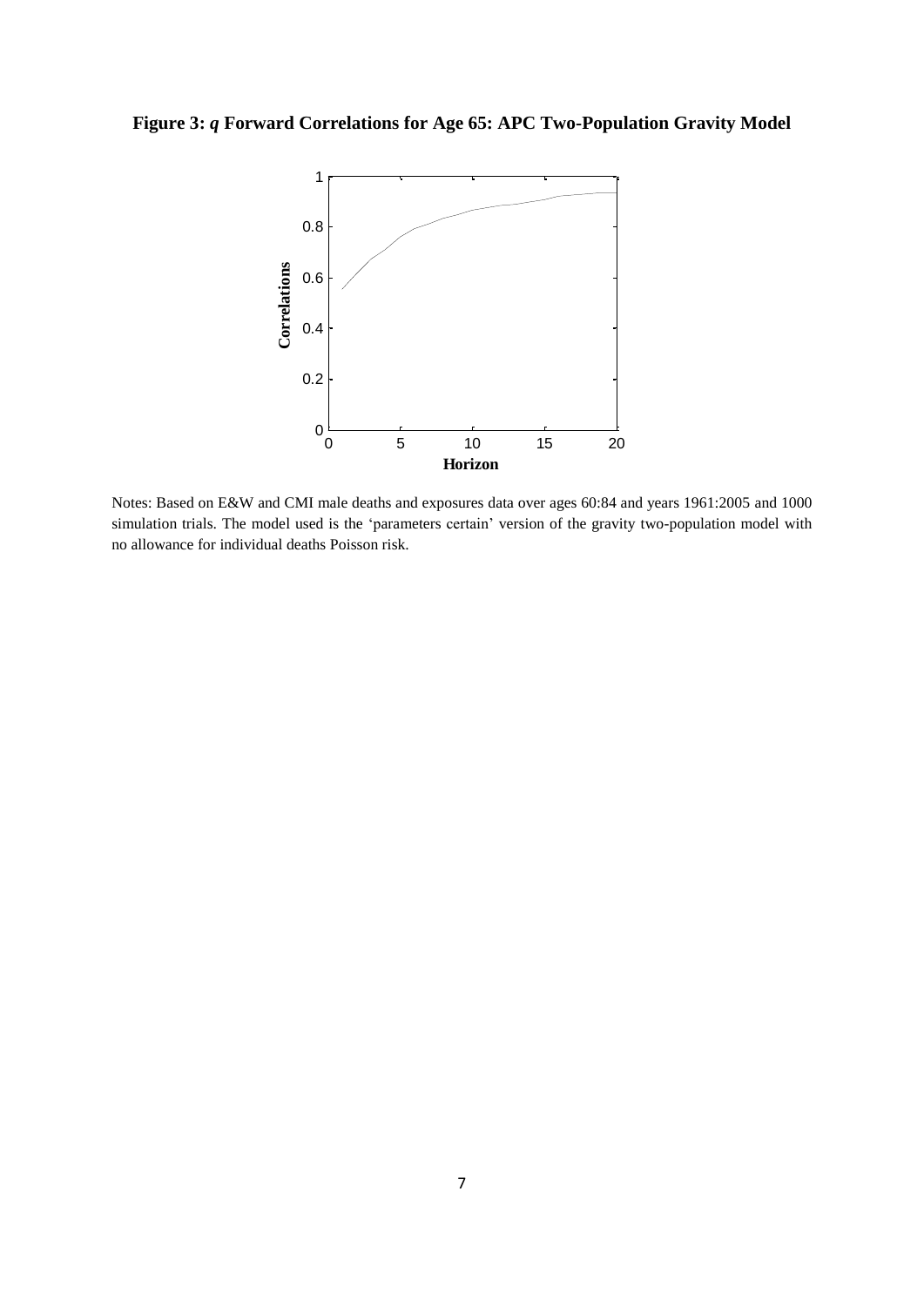**Figure 3: *q* Forward Correlations for Age 65: APC Two-Population Gravity Model**

Notes: Based on E&W and CMI male deaths and exposures data over ages 60:84 and years 1961:2005 and 1000 simulation trials. The model used is the 'parameters certain' version of the gravity two-population model with no allowance for individual deaths Poisson risk.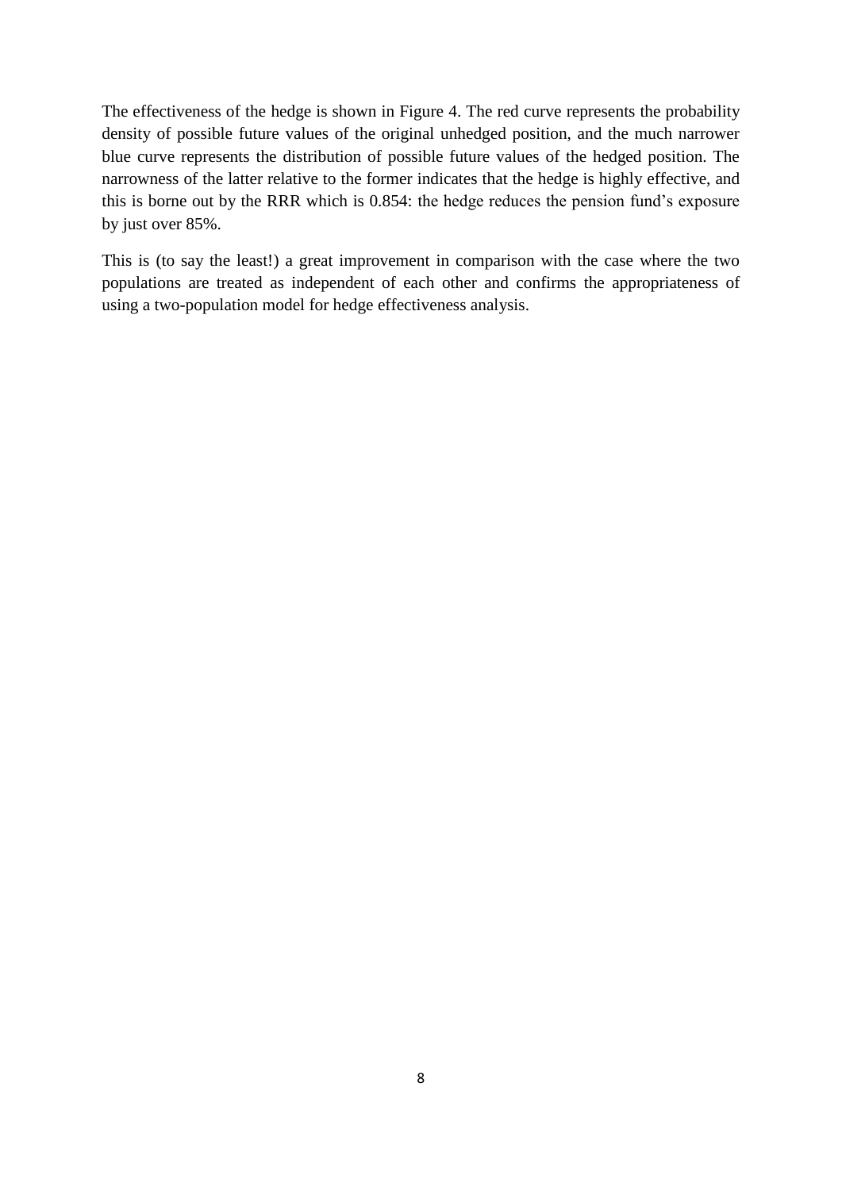The effectiveness of the hedge is shown in Figure 4. The red curve represents the probability density of possible future values of the original unhedged position, and the much narrower blue curve represents the distribution of possible future values of the hedged position. The narrowness of the latter relative to the former indicates that the hedge is highly effective, and this is borne out by the RRR which is 0.854: the hedge reduces the pension fund's exposure by just over 85%.

This is (to say the least!) a great improvement in comparison with the case where the two populations are treated as independent of each other and confirms the appropriateness of using a two-population model for hedge effectiveness analysis.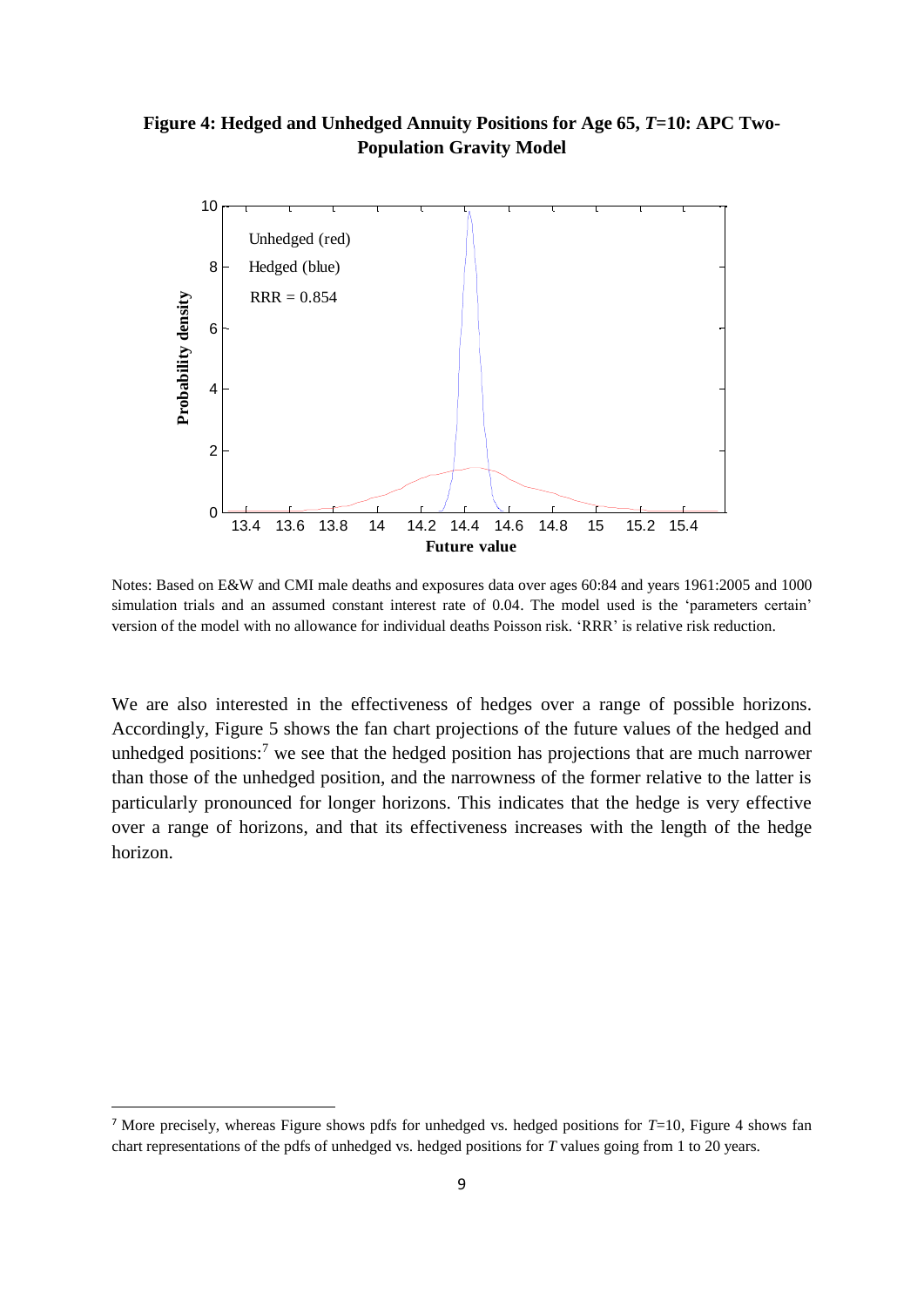**Figure 4: Hedged and Unhedged Annuity Positions for Age 65, $T$=10: APC Two-Population Gravity Model**

Notes: Based on E&W and CMI male deaths and exposures data over ages 60:84 and years 1961:2005 and 1000 simulation trials and an assumed constant interest rate of 0.04. The model used is the 'parameters certain' version of the model with no allowance for individual deaths Poisson risk. 'RRR' is relative risk reduction.

We are also interested in the effectiveness of hedges over a range of possible horizons. Accordingly, Figure 5 shows the fan chart projections of the future values of the hedged and unhedged positions:[7] we see that the hedged position has projections that are much narrower than those of the unhedged position, and the narrowness of the former relative to the latter is particularly pronounced for longer horizons. This indicates that the hedge is very effective over a range of horizons, and that its effectiveness increases with the length of the hedge horizon.

[7] More precisely, whereas Figure shows pdfs for unhedged vs. hedged positions for $T$=10, Figure 4 shows fan chart representations of the pdfs of unhedged vs. hedged positions for $T$ values going from 1 to 20 years.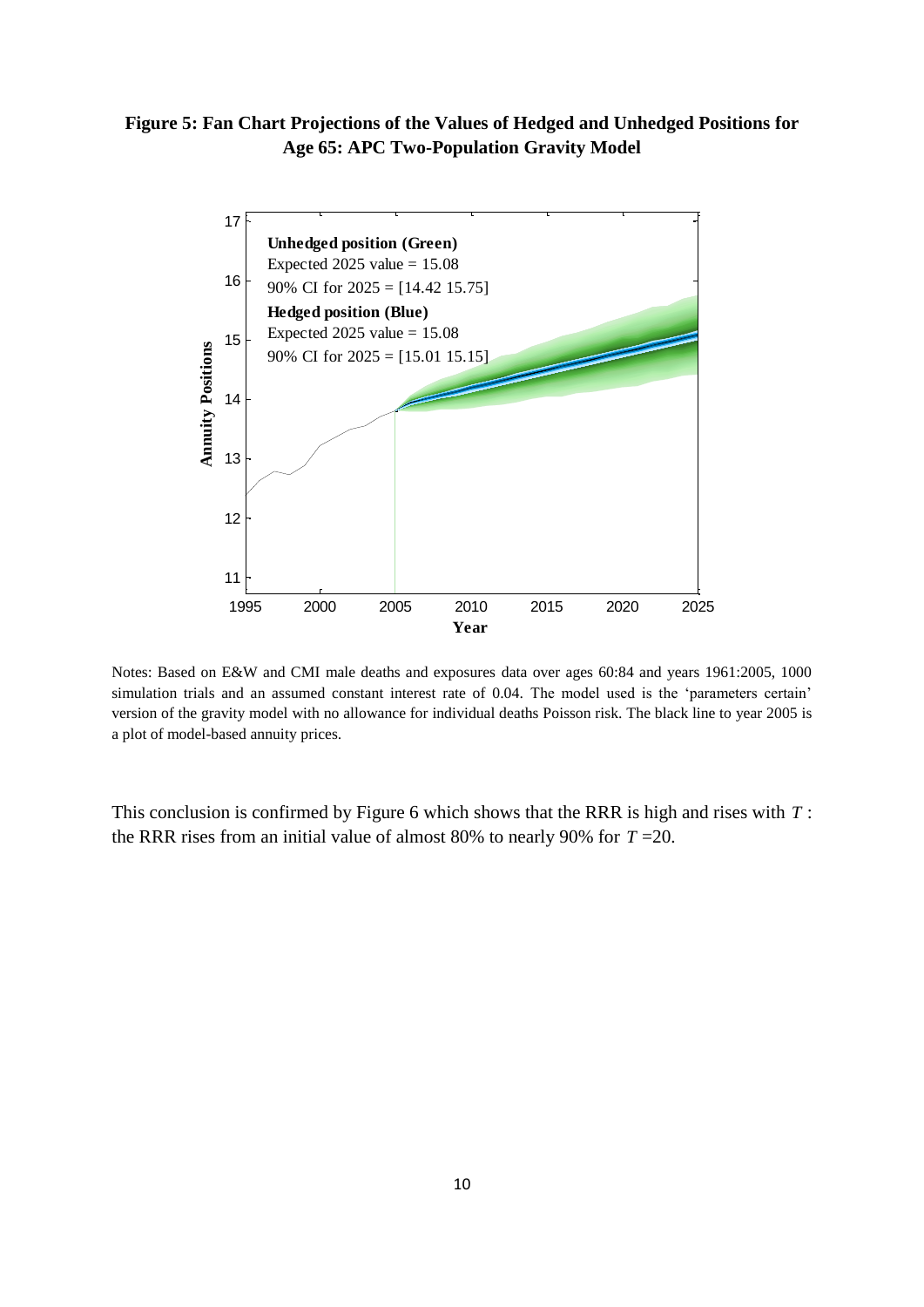**Figure 5: Fan Chart Projections of the Values of Hedged and Unhedged Positions for Age 65: APC Two-Population Gravity Model**

Notes: Based on E&W and CMI male deaths and exposures data over ages 60:84 and years 1961:2005, 1000 simulation trials and an assumed constant interest rate of 0.04. The model used is the 'parameters certain' version of the gravity model with no allowance for individual deaths Poisson risk. The black line to year 2005 is a plot of model-based annuity prices.

This conclusion is confirmed by Figure 6 which shows that the RRR is high and rises with $T$ : the RRR rises from an initial value of almost 80% to nearly 90% for $T$ =20.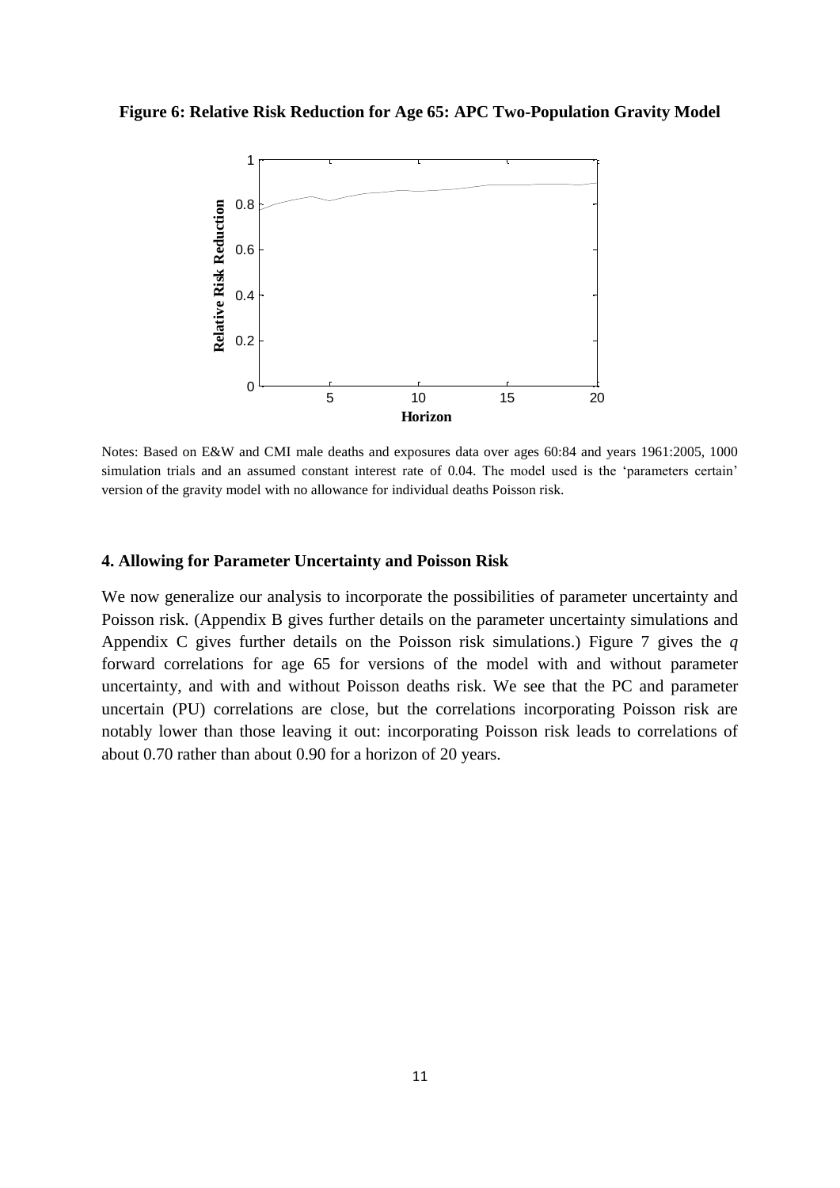**Figure 6: Relative Risk Reduction for Age 65: APC Two-Population Gravity Model**

Notes: Based on E&W and CMI male deaths and exposures data over ages 60:84 and years 1961:2005, 1000 simulation trials and an assumed constant interest rate of 0.04. The model used is the 'parameters certain' version of the gravity model with no allowance for individual deaths Poisson risk.

### 4. Allowing for Parameter Uncertainty and Poisson Risk

We now generalize our analysis to incorporate the possibilities of parameter uncertainty and Poisson risk. (Appendix B gives further details on the parameter uncertainty simulations and Appendix C gives further details on the Poisson risk simulations.) Figure 7 gives the $q$ forward correlations for age 65 for versions of the model with and without parameter uncertainty, and with and without Poisson deaths risk. We see that the PC and parameter uncertain (PU) correlations are close, but the correlations incorporating Poisson risk are notably lower than those leaving it out: incorporating Poisson risk leads to correlations of about 0.70 rather than about 0.90 for a horizon of 20 years.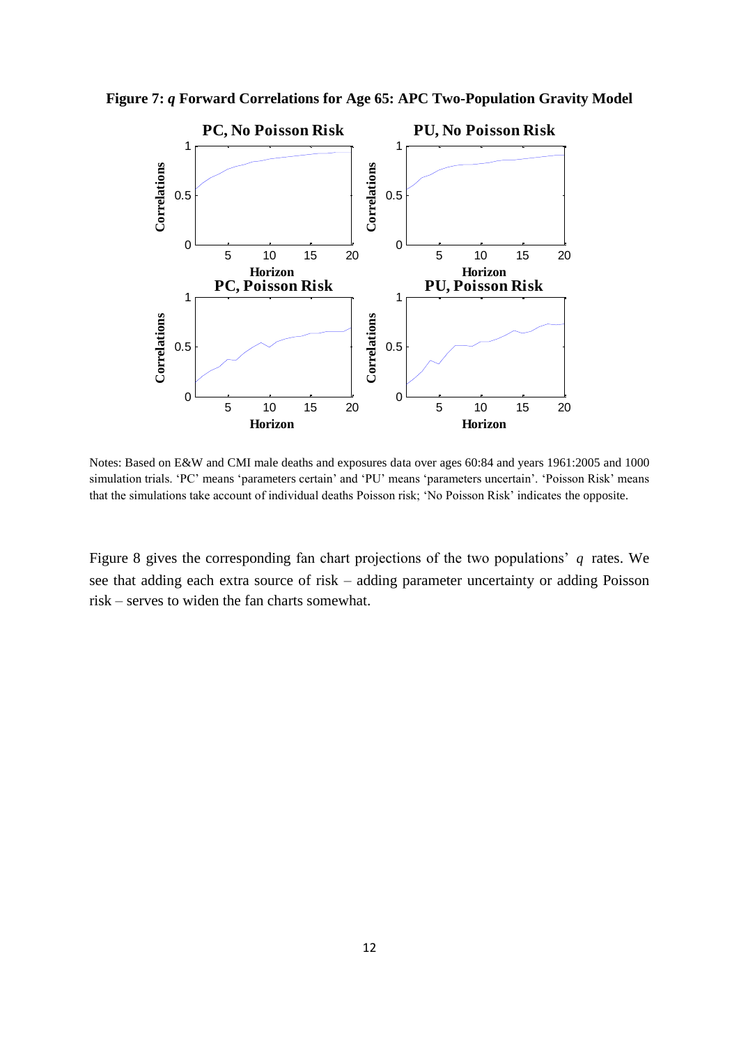**Figure 7: *q* Forward Correlations for Age 65: APC Two-Population Gravity Model**

Notes: Based on E&W and CMI male deaths and exposures data over ages 60:84 and years 1961:2005 and 1000 simulation trials. 'PC' means 'parameters certain' and 'PU' means 'parameters uncertain'. 'Poisson Risk' means that the simulations take account of individual deaths Poisson risk; 'No Poisson Risk' indicates the opposite.

Figure 8 gives the corresponding fan chart projections of the two populations' $q$ rates. We see that adding each extra source of risk – adding parameter uncertainty or adding Poisson risk – serves to widen the fan charts somewhat.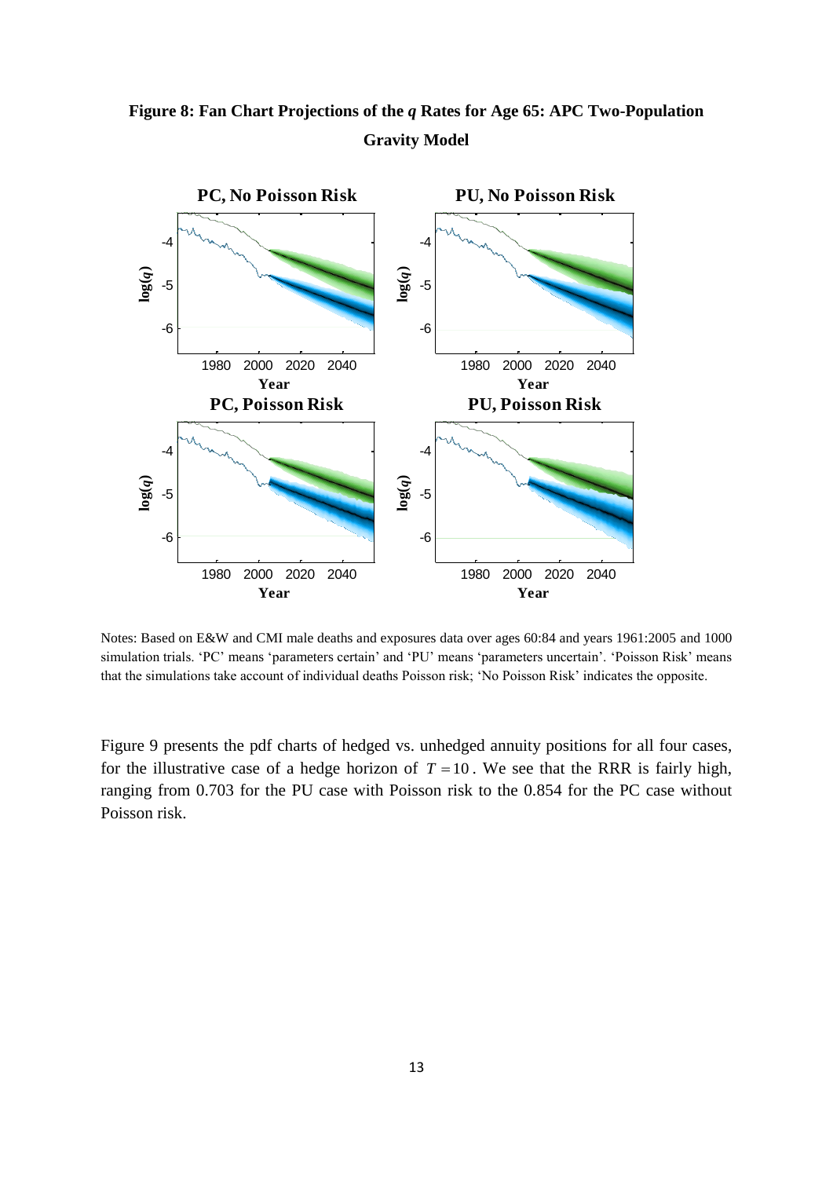**Figure 8: Fan Chart Projections of the *q* Rates for Age 65: APC Two-Population Gravity Model**

Notes: Based on E&W and CMI male deaths and exposures data over ages 60:84 and years 1961:2005 and 1000 simulation trials. 'PC' means 'parameters certain' and 'PU' means 'parameters uncertain'. 'Poisson Risk' means that the simulations take account of individual deaths Poisson risk; 'No Poisson Risk' indicates the opposite.

Figure 9 presents the pdf charts of hedged vs. unhedged annuity positions for all four cases, for the illustrative case of a hedge horizon of $T = 10$. We see that the RRR is fairly high, ranging from 0.703 for the PU case with Poisson risk to the 0.854 for the PC case without Poisson risk.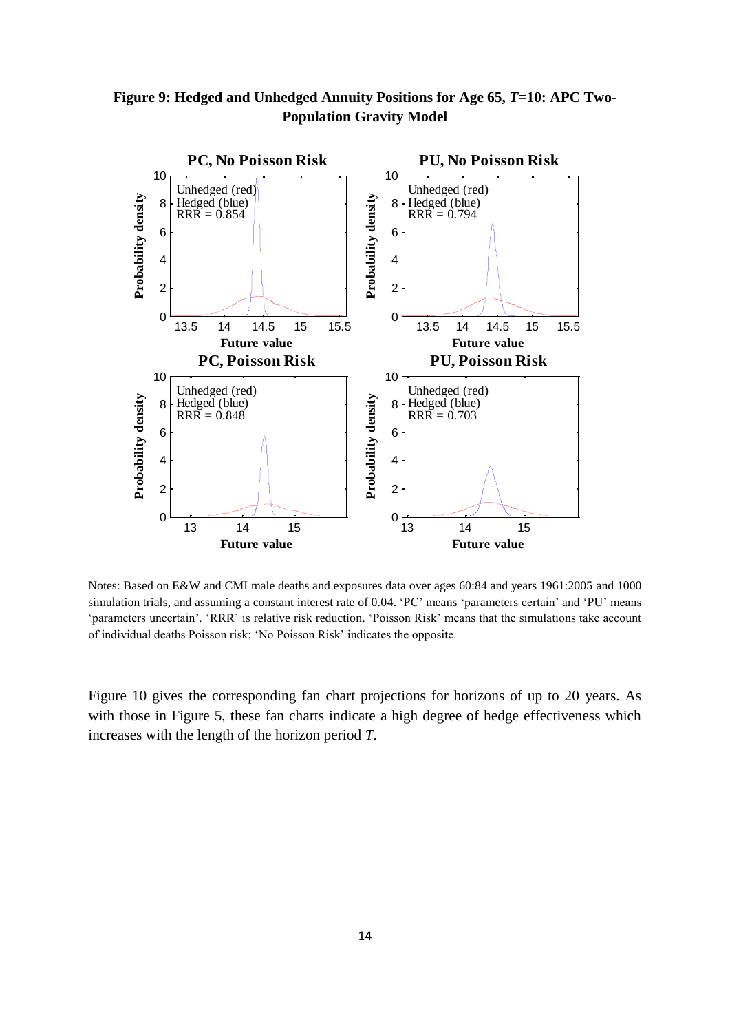**Figure 9: Hedged and Unhedged Annuity Positions for Age 65, *T*=10: APC Two-Population Gravity Model**

Notes: Based on E&W and CMI male deaths and exposures data over ages 60:84 and years 1961:2005 and 1000 simulation trials, and assuming a constant interest rate of 0.04. 'PC' means 'parameters certain' and 'PU' means 'parameters uncertain'. 'RRR' is relative risk reduction. 'Poisson Risk' means that the simulations take account of individual deaths Poisson risk; 'No Poisson Risk' indicates the opposite.

Figure 10 gives the corresponding fan chart projections for horizons of up to 20 years. As with those in Figure 5, these fan charts indicate a high degree of hedge effectiveness which increases with the length of the horizon period *T*.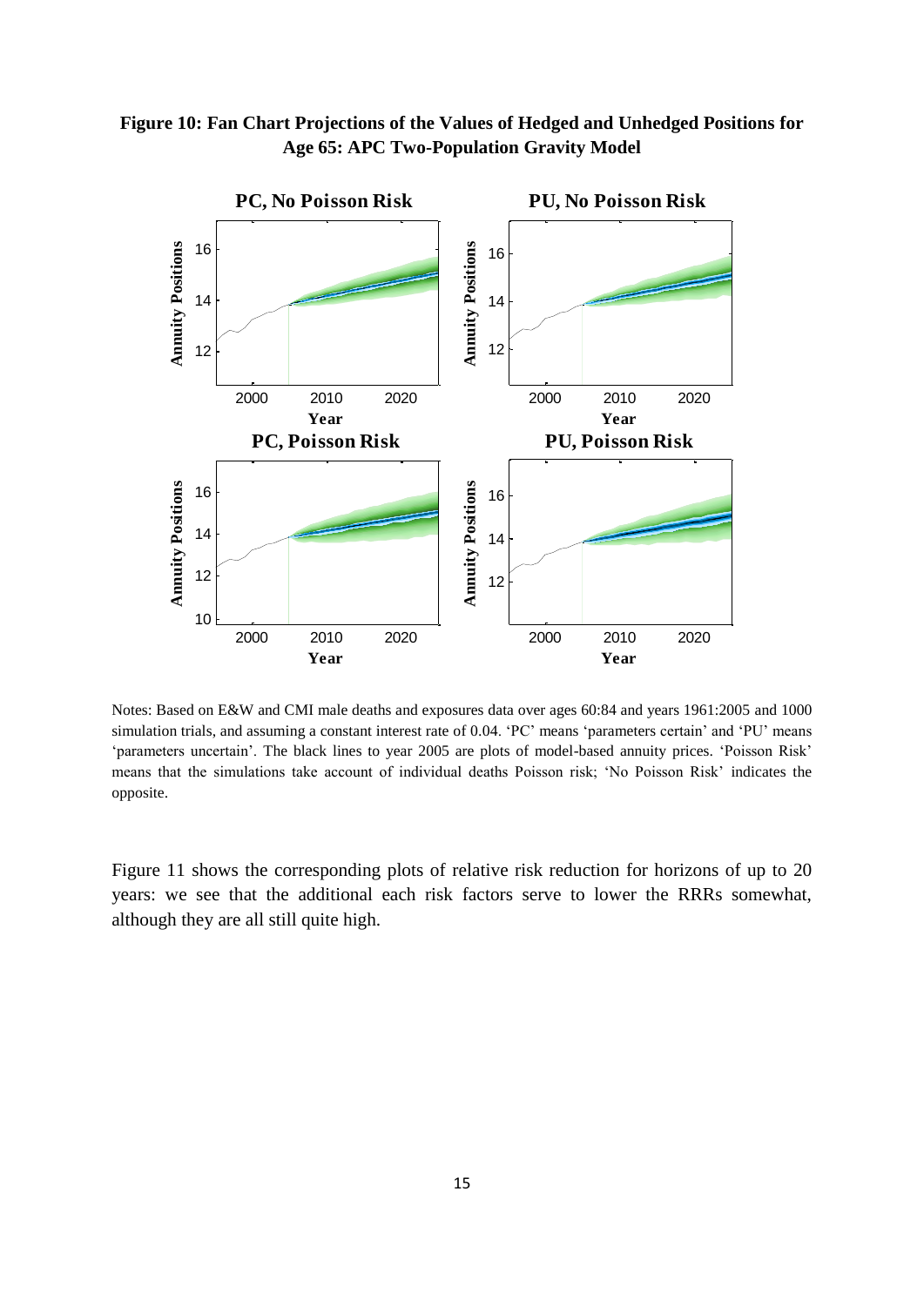**Figure 10: Fan Chart Projections of the Values of Hedged and Unhedged Positions for Age 65: APC Two-Population Gravity Model**

Notes: Based on E&W and CMI male deaths and exposures data over ages 60:84 and years 1961:2005 and 1000 simulation trials, and assuming a constant interest rate of 0.04. 'PC' means 'parameters certain' and 'PU' means 'parameters uncertain'. The black lines to year 2005 are plots of model-based annuity prices. 'Poisson Risk' means that the simulations take account of individual deaths Poisson risk; 'No Poisson Risk' indicates the opposite.

Figure 11 shows the corresponding plots of relative risk reduction for horizons of up to 20 years: we see that the additional each risk factors serve to lower the RRRs somewhat, although they are all still quite high.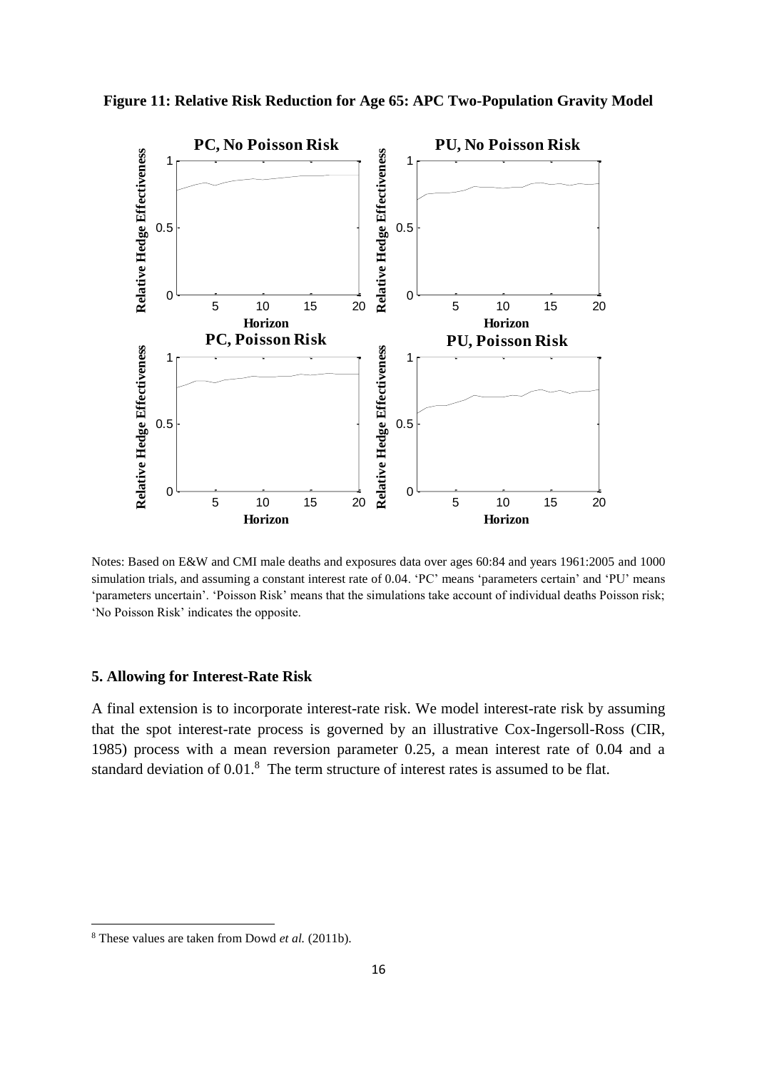**Figure 11: Relative Risk Reduction for Age 65: APC Two-Population Gravity Model**

Notes: Based on E&W and CMI male deaths and exposures data over ages 60:84 and years 1961:2005 and 1000 simulation trials, and assuming a constant interest rate of 0.04. 'PC' means 'parameters certain' and 'PU' means 'parameters uncertain'. 'Poisson Risk' means that the simulations take account of individual deaths Poisson risk; 'No Poisson Risk' indicates the opposite.

### 5. Allowing for Interest-Rate Risk

A final extension is to incorporate interest-rate risk. We model interest-rate risk by assuming that the spot interest-rate process is governed by an illustrative Cox-Ingersoll-Ross (CIR, 1985) process with a mean reversion parameter 0.25, a mean interest rate of 0.04 and a standard deviation of 0.01.[8] The term structure of interest rates is assumed to be flat.

[8] These values are taken from Dowd *et al.* (2011b).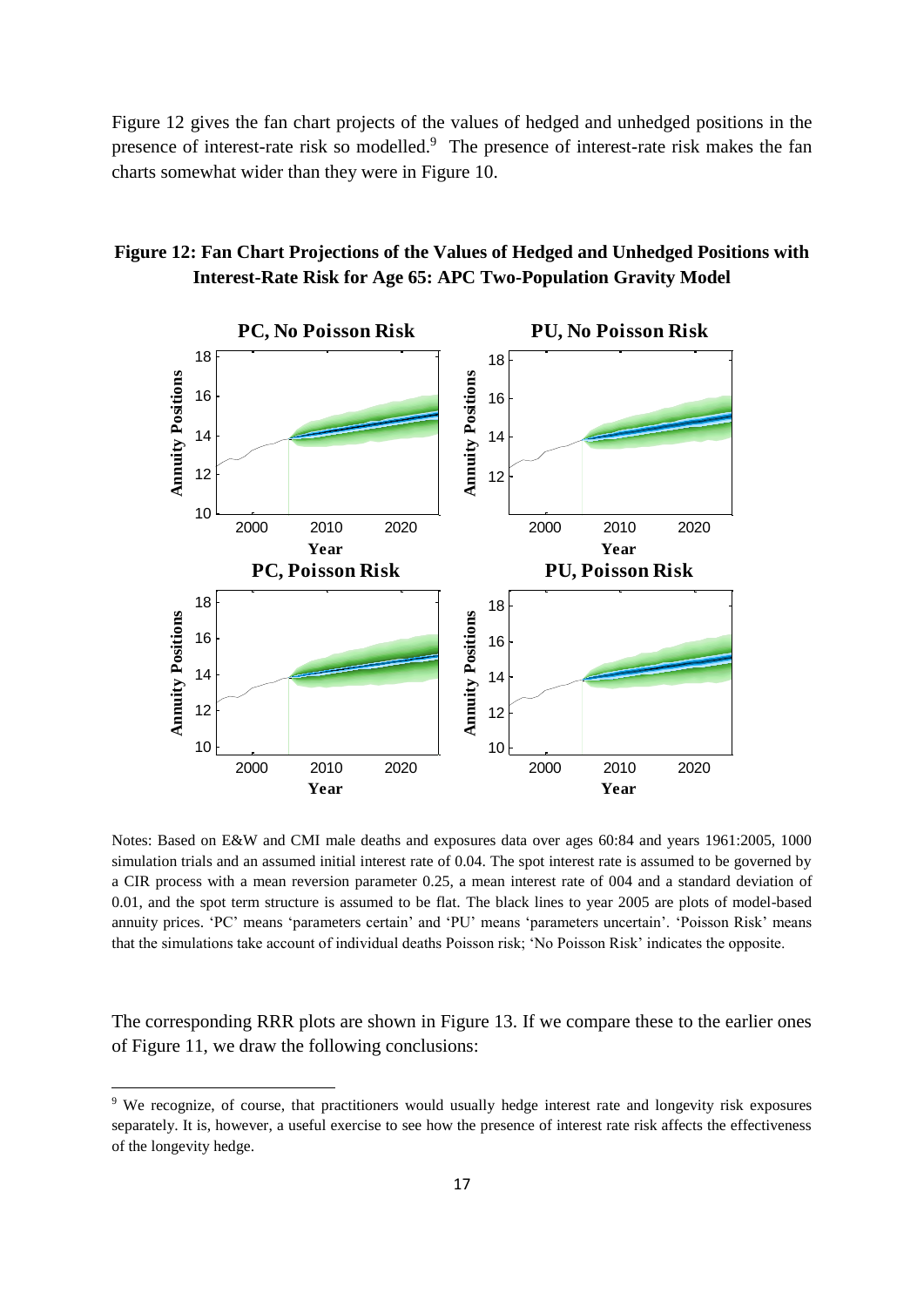Figure 12 gives the fan chart projects of the values of hedged and unhedged positions in the presence of interest-rate risk so modelled.[9] The presence of interest-rate risk makes the fan charts somewhat wider than they were in Figure 10.

**Figure 12: Fan Chart Projections of the Values of Hedged and Unhedged Positions with Interest-Rate Risk for Age 65: APC Two-Population Gravity Model**

Notes: Based on E&W and CMI male deaths and exposures data over ages 60:84 and years 1961:2005, 1000 simulation trials and an assumed initial interest rate of 0.04. The spot interest rate is assumed to be governed by a CIR process with a mean reversion parameter 0.25, a mean interest rate of 004 and a standard deviation of 0.01, and the spot term structure is assumed to be flat. The black lines to year 2005 are plots of model-based annuity prices. 'PC' means 'parameters certain' and 'PU' means 'parameters uncertain'. 'Poisson Risk' means that the simulations take account of individual deaths Poisson risk; 'No Poisson Risk' indicates the opposite.

The corresponding RRR plots are shown in Figure 13. If we compare these to the earlier ones of Figure 11, we draw the following conclusions:

[9] We recognize, of course, that practitioners would usually hedge interest rate and longevity risk exposures separately. It is, however, a useful exercise to see how the presence of interest rate risk affects the effectiveness of the longevity hedge.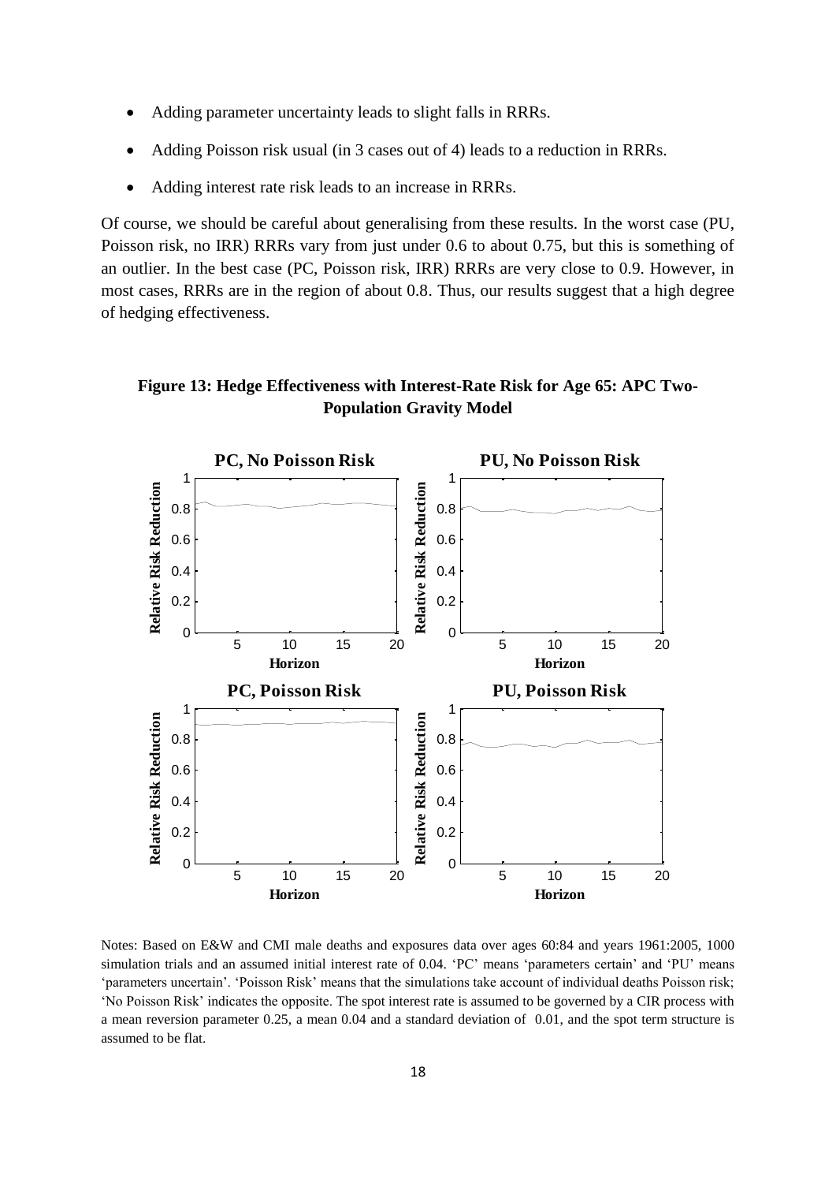- Adding parameter uncertainty leads to slight falls in RRRs.
- Adding Poisson risk usual (in 3 cases out of 4) leads to a reduction in RRRs.
- Adding interest rate risk leads to an increase in RRRs.

Of course, we should be careful about generalising from these results. In the worst case (PU, Poisson risk, no IRR) RRRs vary from just under 0.6 to about 0.75, but this is something of an outlier. In the best case (PC, Poisson risk, IRR) RRRs are very close to 0.9. However, in most cases, RRRs are in the region of about 0.8. Thus, our results suggest that a high degree of hedging effectiveness.

**Figure 13: Hedge Effectiveness with Interest-Rate Risk for Age 65: APC Two-Population Gravity Model**

Notes: Based on E&W and CMI male deaths and exposures data over ages 60:84 and years 1961:2005, 1000 simulation trials and an assumed initial interest rate of 0.04. 'PC' means 'parameters certain' and 'PU' means 'parameters uncertain'. 'Poisson Risk' means that the simulations take account of individual deaths Poisson risk; 'No Poisson Risk' indicates the opposite. The spot interest rate is assumed to be governed by a CIR process with a mean reversion parameter 0.25, a mean 0.04 and a standard deviation of 0.01, and the spot term structure is assumed to be flat.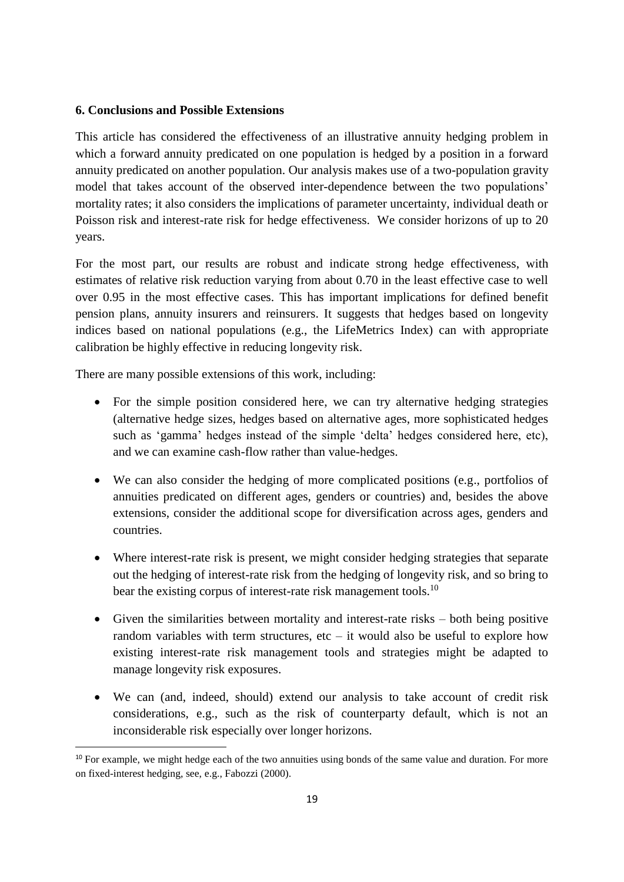### 6. Conclusions and Possible Extensions

This article has considered the effectiveness of an illustrative annuity hedging problem in which a forward annuity predicated on one population is hedged by a position in a forward annuity predicated on another population. Our analysis makes use of a two-population gravity model that takes account of the observed inter-dependence between the two populations' mortality rates; it also considers the implications of parameter uncertainty, individual death or Poisson risk and interest-rate risk for hedge effectiveness. We consider horizons of up to 20 years.

For the most part, our results are robust and indicate strong hedge effectiveness, with estimates of relative risk reduction varying from about 0.70 in the least effective case to well over 0.95 in the most effective cases. This has important implications for defined benefit pension plans, annuity insurers and reinsurers. It suggests that hedges based on longevity indices based on national populations (e.g., the LifeMetrics Index) can with appropriate calibration be highly effective in reducing longevity risk.

There are many possible extensions of this work, including:

- For the simple position considered here, we can try alternative hedging strategies (alternative hedge sizes, hedges based on alternative ages, more sophisticated hedges such as 'gamma' hedges instead of the simple 'delta' hedges considered here, etc), and we can examine cash-flow rather than value-hedges.
- We can also consider the hedging of more complicated positions (e.g., portfolios of annuities predicated on different ages, genders or countries) and, besides the above extensions, consider the additional scope for diversification across ages, genders and countries.
- Where interest-rate risk is present, we might consider hedging strategies that separate out the hedging of interest-rate risk from the hedging of longevity risk, and so bring to bear the existing corpus of interest-rate risk management tools.[10]
- Given the similarities between mortality and interest-rate risks – both being positive random variables with term structures, etc – it would also be useful to explore how existing interest-rate risk management tools and strategies might be adapted to manage longevity risk exposures.
- We can (and, indeed, should) extend our analysis to take account of credit risk considerations, e.g., such as the risk of counterparty default, which is not an inconsiderable risk especially over longer horizons.

[10] For example, we might hedge each of the two annuities using bonds of the same value and duration. For more on fixed-interest hedging, see, e.g., Fabozzi (2000).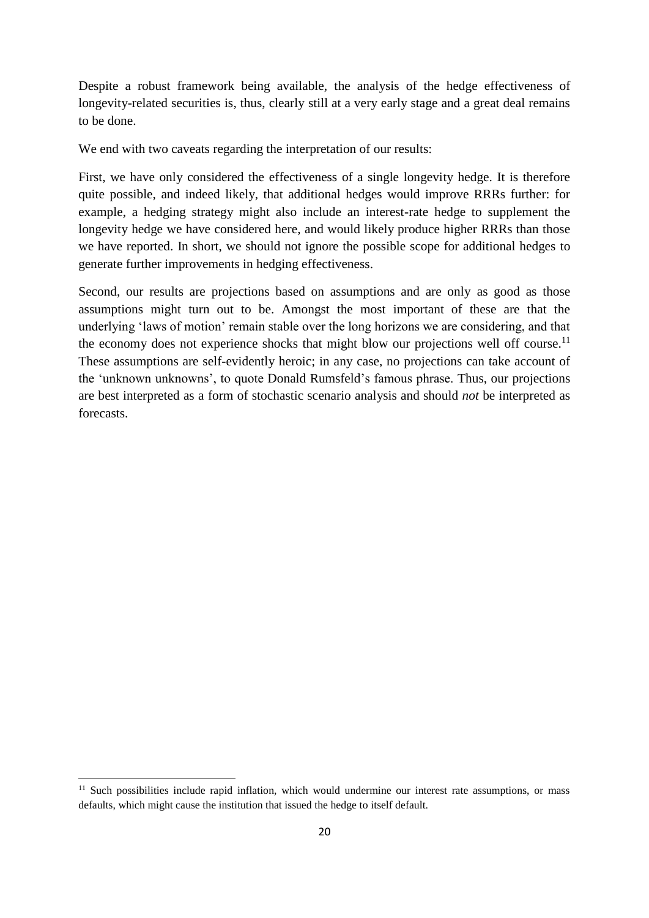Despite a robust framework being available, the analysis of the hedge effectiveness of longevity-related securities is, thus, clearly still at a very early stage and a great deal remains to be done.

We end with two caveats regarding the interpretation of our results:

First, we have only considered the effectiveness of a single longevity hedge. It is therefore quite possible, and indeed likely, that additional hedges would improve RRRs further: for example, a hedging strategy might also include an interest-rate hedge to supplement the longevity hedge we have considered here, and would likely produce higher RRRs than those we have reported. In short, we should not ignore the possible scope for additional hedges to generate further improvements in hedging effectiveness.

Second, our results are projections based on assumptions and are only as good as those assumptions might turn out to be. Amongst the most important of these are that the underlying 'laws of motion' remain stable over the long horizons we are considering, and that the economy does not experience shocks that might blow our projections well off course.[11] These assumptions are self-evidently heroic; in any case, no projections can take account of the 'unknown unknowns', to quote Donald Rumsfeld's famous phrase. Thus, our projections are best interpreted as a form of stochastic scenario analysis and should *not* be interpreted as forecasts.

---

[11] Such possibilities include rapid inflation, which would undermine our interest rate assumptions, or mass defaults, which might cause the institution that issued the hedge to itself default.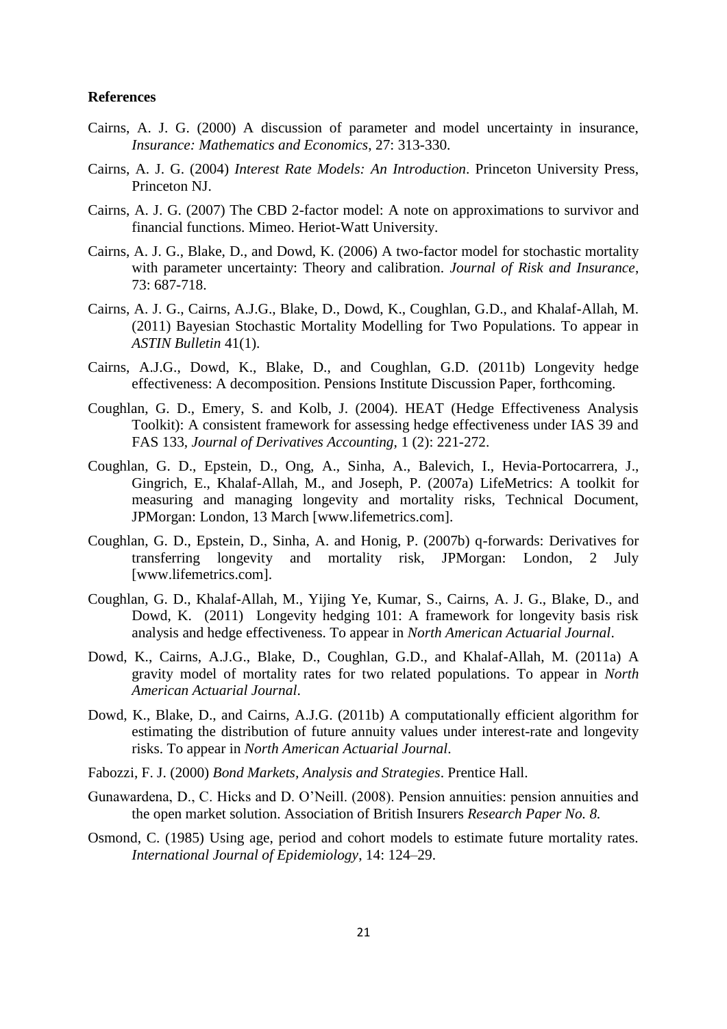## References

Cairns, A. J. G. (2000) A discussion of parameter and model uncertainty in insurance, *Insurance: Mathematics and Economics*, 27: 313-330.

Cairns, A. J. G. (2004) *Interest Rate Models: An Introduction*. Princeton University Press, Princeton NJ.

Cairns, A. J. G. (2007) The CBD 2-factor model: A note on approximations to survivor and financial functions. Mimeo. Heriot-Watt University.

Cairns, A. J. G., Blake, D., and Dowd, K. (2006) A two-factor model for stochastic mortality with parameter uncertainty: Theory and calibration. *Journal of Risk and Insurance*, 73: 687-718.

Cairns, A. J. G., Cairns, A.J.G., Blake, D., Dowd, K., Coughlan, G.D., and Khalaf-Allah, M. (2011) Bayesian Stochastic Mortality Modelling for Two Populations. To appear in *ASTIN Bulletin* 41(1).

Cairns, A.J.G., Dowd, K., Blake, D., and Coughlan, G.D. (2011b) Longevity hedge effectiveness: A decomposition. Pensions Institute Discussion Paper, forthcoming.

Coughlan, G. D., Emery, S. and Kolb, J. (2004). HEAT (Hedge Effectiveness Analysis Toolkit): A consistent framework for assessing hedge effectiveness under IAS 39 and FAS 133, *Journal of Derivatives Accounting,* 1 (2): 221-272.

Coughlan, G. D., Epstein, D., Ong, A., Sinha, A., Balevich, I., Hevia-Portocarrera, J., Gingrich, E., Khalaf-Allah, M., and Joseph, P. (2007a) LifeMetrics: A toolkit for measuring and managing longevity and mortality risks, Technical Document, JPMorgan: London, 13 March [www.lifemetrics.com].

Coughlan, G. D., Epstein, D., Sinha, A. and Honig, P. (2007b) q-forwards: Derivatives for transferring longevity and mortality risk, JPMorgan: London, 2 July [www.lifemetrics.com].

Coughlan, G. D., Khalaf-Allah, M., Yijing Ye, Kumar, S., Cairns, A. J. G., Blake, D., and Dowd, K. (2011) Longevity hedging 101: A framework for longevity basis risk analysis and hedge effectiveness. To appear in *North American Actuarial Journal*.

Dowd, K., Cairns, A.J.G., Blake, D., Coughlan, G.D., and Khalaf-Allah, M. (2011a) A gravity model of mortality rates for two related populations. To appear in *North American Actuarial Journal*.

Dowd, K., Blake, D., and Cairns, A.J.G. (2011b) A computationally efficient algorithm for estimating the distribution of future annuity values under interest-rate and longevity risks. To appear in *North American Actuarial Journal*.

Fabozzi, F. J. (2000) *Bond Markets, Analysis and Strategies*. Prentice Hall.

Gunawardena, D., C. Hicks and D. O'Neill. (2008). Pension annuities: pension annuities and the open market solution. Association of British Insurers *Research Paper No. 8.*

Osmond, C. (1985) Using age, period and cohort models to estimate future mortality rates. *International Journal of Epidemiology*, 14: 124–29.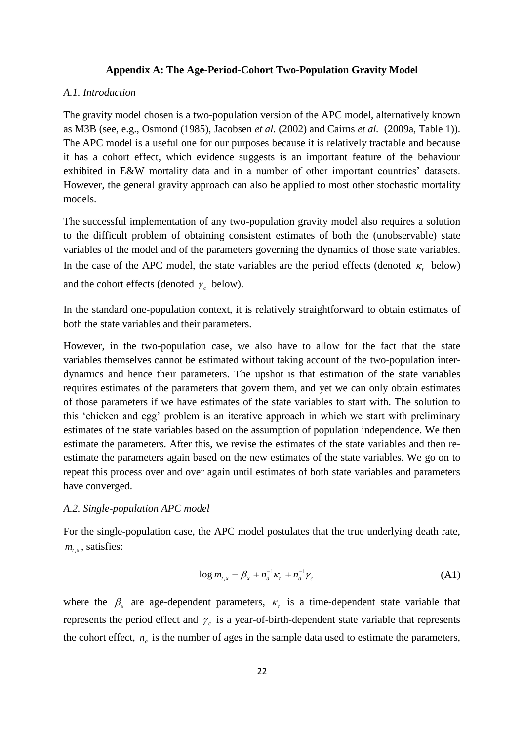### Appendix A: The Age-Period-Cohort Two-Population Gravity Model

*A.1. Introduction*

The gravity model chosen is a two-population version of the APC model, alternatively known as M3B (see, e.g., Osmond (1985), Jacobsen *et al*. (2002) and Cairns *et al.* (2009a, Table 1)). The APC model is a useful one for our purposes because it is relatively tractable and because it has a cohort effect, which evidence suggests is an important feature of the behaviour exhibited in E&W mortality data and in a number of other important countries' datasets. However, the general gravity approach can also be applied to most other stochastic mortality models.

The successful implementation of any two-population gravity model also requires a solution to the difficult problem of obtaining consistent estimates of both the (unobservable) state variables of the model and of the parameters governing the dynamics of those state variables. In the case of the APC model, the state variables are the period effects (denoted $\kappa_t$ below) and the cohort effects (denoted $\gamma_c$ below).

In the standard one-population context, it is relatively straightforward to obtain estimates of both the state variables and their parameters.

However, in the two-population case, we also have to allow for the fact that the state variables themselves cannot be estimated without taking account of the two-population inter-dynamics and hence their parameters. The upshot is that estimation of the state variables requires estimates of the parameters that govern them, and yet we can only obtain estimates of those parameters if we have estimates of the state variables to start with. The solution to this 'chicken and egg' problem is an iterative approach in which we start with preliminary estimates of the state variables based on the assumption of population independence. We then estimate the parameters. After this, we revise the estimates of the state variables and then re-estimate the parameters again based on the new estimates of the state variables. We go on to repeat this process over and over again until estimates of both state variables and parameters have converged.

*A.2. Single-population APC model*

For the single-population case, the APC model postulates that the true underlying death rate, $m_{t,x}$, satisfies:

$$\log m_{t,x} = \beta_x + n_a^{-1}\kappa_t + n_a^{-1}\gamma_c \tag{A1}$$

where the $\beta_x$ are age-dependent parameters, $\kappa_t$ is a time-dependent state variable that represents the period effect and $\gamma_c$ is a year-of-birth-dependent state variable that represents the cohort effect, $n_a$ is the number of ages in the sample data used to estimate the parameters,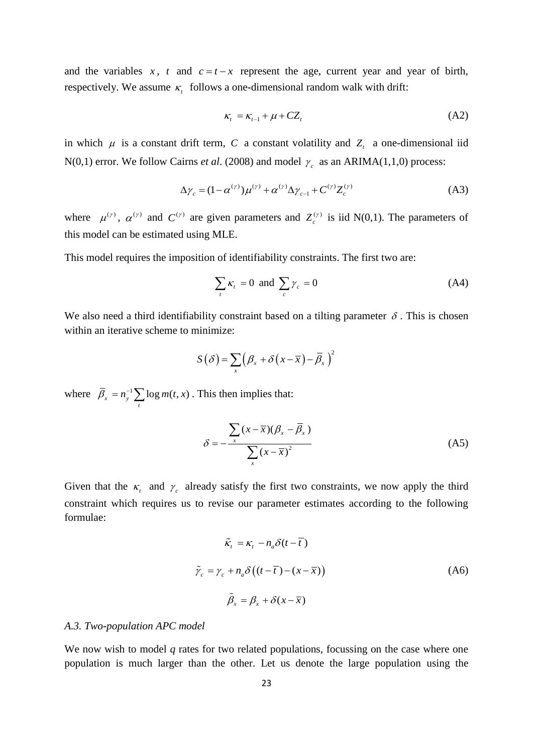and the variables $x$, $t$ and $c = t - x$ represent the age, current year and year of birth, respectively. We assume $\kappa_t$ follows a one-dimensional random walk with drift:

$$\kappa_t = \kappa_{t-1} + \mu + CZ_t \tag{A2}$$

in which $\mu$ is a constant drift term, $C$ a constant volatility and $Z_t$ a one-dimensional iid N(0,1) error. We follow Cairns *et al*. (2008) and model $\gamma_c$ as an ARIMA(1,1,0) process:

$$\Delta\gamma_c = (1-\alpha^{(\gamma)})\mu^{(\gamma)} + \alpha^{(\gamma)}\Delta\gamma_{c-1} + C^{(\gamma)}Z_c^{(\gamma)} \tag{A3}$$

where $\mu^{(\gamma)}$, $\alpha^{(\gamma)}$ and $C^{(\gamma)}$ are given parameters and $Z_c^{(\gamma)}$ is iid N(0,1). The parameters of this model can be estimated using MLE.

This model requires the imposition of identifiability constraints. The first two are:

$$\sum_t \kappa_t = 0 \text{ and } \sum_c \gamma_c = 0 \tag{A4}$$

We also need a third identifiability constraint based on a tilting parameter $\delta$. This is chosen within an iterative scheme to minimize:

$$S(\delta) = \sum_x \left(\beta_x + \delta\left(x - \overline{x}\right) - \overline{\beta}_x\right)^2$$

where $\overline{\beta}_x = n_y^{-1}\sum_t \log m(t,x)$. This then implies that:

$$\delta = -\frac{\sum_x (x-\overline{x})(\beta_x - \overline{\beta}_x)}{\sum_x (x-\overline{x})^2} \tag{A5}$$

Given that the $\kappa_t$ and $\gamma_c$ already satisfy the first two constraints, we now apply the third constraint which requires us to revise our parameter estimates according to the following formulae:

$$\begin{aligned} \tilde{\kappa}_t &= \kappa_t - n_a\delta(t-\overline{t}) \\ \tilde{\gamma}_c &= \gamma_c + n_a\delta\left((t-\overline{t})-(x-\overline{x})\right) \\ \tilde{\beta}_x &= \beta_x + \delta(x-\overline{x}) \end{aligned} \tag{A6}$$

*A.3. Two-population APC model*

We now wish to model *q* rates for two related populations, focussing on the case where one population is much larger than the other. Let us denote the large population using the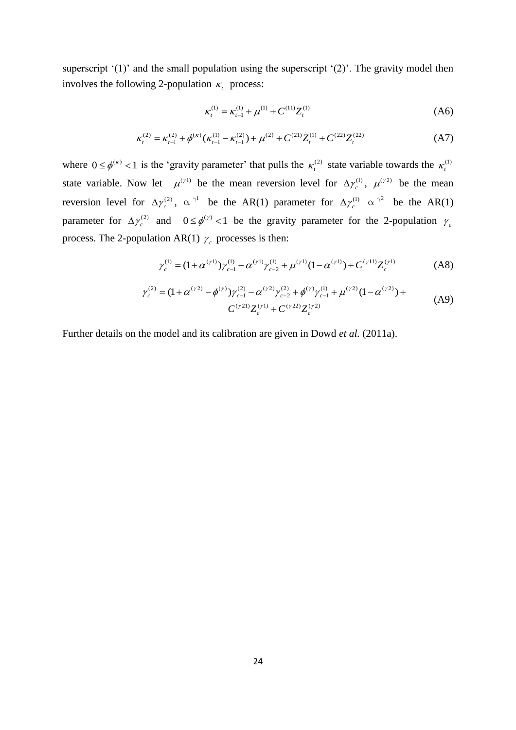superscript '(1)' and the small population using the superscript '(2)'. The gravity model then involves the following 2-population $\kappa_t$ process:

$$\kappa_t^{(1)} = \kappa_{t-1}^{(1)} + \mu^{(1)} + C^{(11)} Z_t^{(1)} \tag{A6}$$

$$\kappa_t^{(2)} = \kappa_{t-1}^{(2)} + \phi^{(\kappa)} (\kappa_{t-1}^{(1)} - \kappa_{t-1}^{(2)}) + \mu^{(2)} + C^{(21)} Z_t^{(1)} + C^{(22)} Z_t^{(22)} \tag{A7}$$

where $0 \le \phi^{(\kappa)} < 1$ is the 'gravity parameter' that pulls the $\kappa_t^{(2)}$ state variable towards the $\kappa_t^{(1)}$ state variable. Now let $\mu^{(\gamma 1)}$ be the mean reversion level for $\Delta\gamma_c^{(1)}$, $\mu^{(\gamma 2)}$ be the mean reversion level for $\Delta\gamma_c^{(2)}$, $\alpha^{\gamma 1}$ be the AR(1) parameter for $\Delta\gamma_c^{(1)}$ $\alpha^{\gamma 2}$ be the AR(1) parameter for $\Delta\gamma_c^{(2)}$ and $0 \le \phi^{(\gamma)} < 1$ be the gravity parameter for the 2-population $\gamma_c$ process. The 2-population AR(1) $\gamma_c$ processes is then:

$$\gamma_c^{(1)} = (1 + \alpha^{(\gamma 1)}) \gamma_{c-1}^{(1)} - \alpha^{(\gamma 1)} \gamma_{c-2}^{(1)} + \mu^{(\gamma 1)} (1 - \alpha^{(\gamma 1)}) + C^{(\gamma 11)} Z_c^{(\gamma 1)} \tag{A8}$$

$$\begin{aligned} \gamma_c^{(2)} = (1 + \alpha^{(\gamma 2)} - \phi^{(\gamma)}) \gamma_{c-1}^{(2)} - \alpha^{(\gamma 2)} \gamma_{c-2}^{(2)} + \phi^{(\gamma)} \gamma_{c-1}^{(1)} + \mu^{(\gamma 2)} (1 - \alpha^{(\gamma 2)}) + \\ C^{(\gamma 21)} Z_c^{(\gamma 1)} + C^{(\gamma 22)} Z_c^{(\gamma 2)} \end{aligned} \tag{A9}$$

Further details on the model and its calibration are given in Dowd *et al.* (2011a).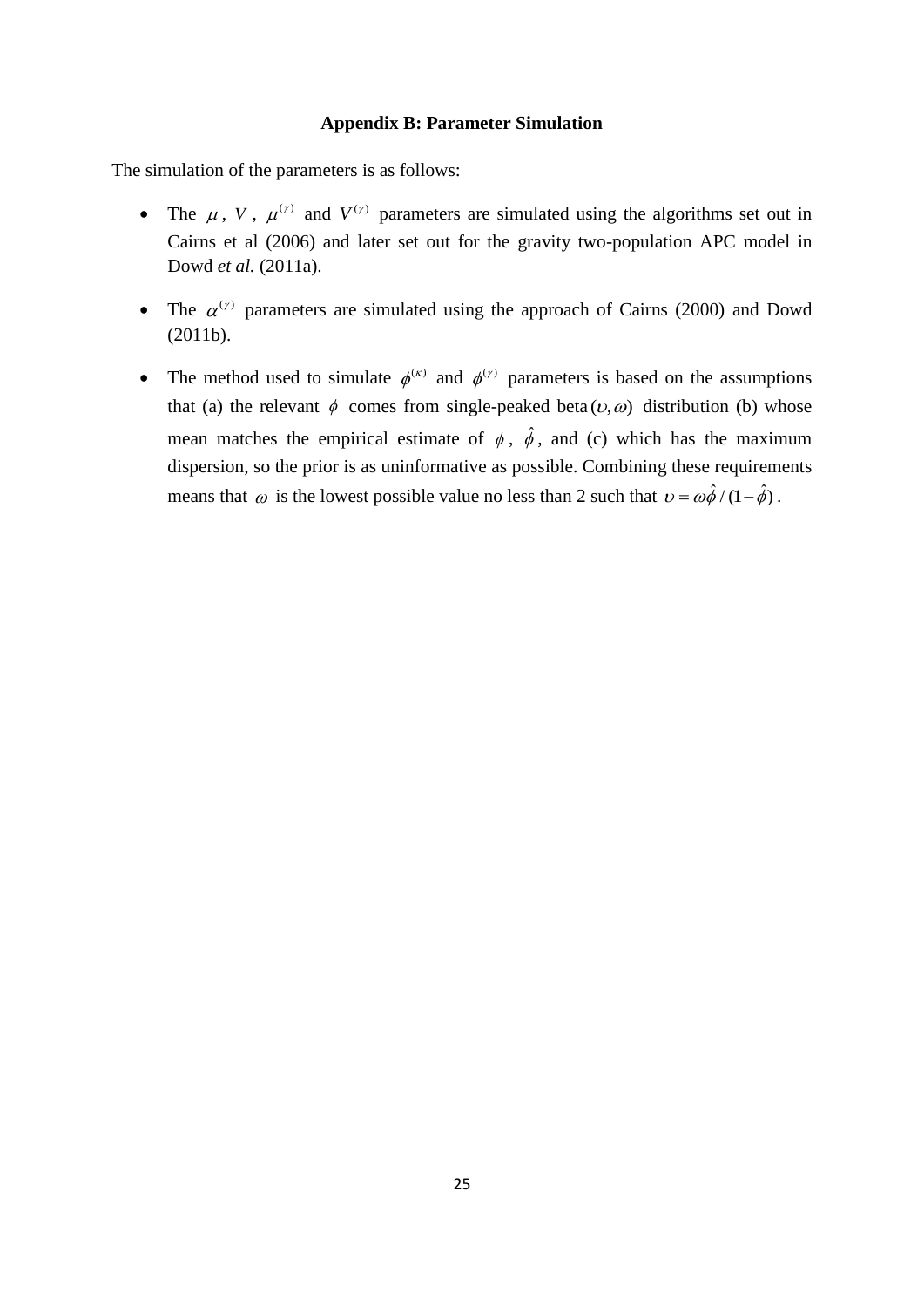### Appendix B: Parameter Simulation

The simulation of the parameters is as follows:

- The $\mu$, $V$, $\mu^{(\gamma)}$ and $V^{(\gamma)}$ parameters are simulated using the algorithms set out in Cairns et al (2006) and later set out for the gravity two-population APC model in Dowd *et al.* (2011a).

- The $\alpha^{(\gamma)}$ parameters are simulated using the approach of Cairns (2000) and Dowd (2011b).

- The method used to simulate $\phi^{(\kappa)}$ and $\phi^{(\gamma)}$ parameters is based on the assumptions that (a) the relevant $\phi$ comes from single-peaked beta$(\upsilon,\omega)$ distribution (b) whose mean matches the empirical estimate of $\phi$, $\hat{\phi}$, and (c) which has the maximum dispersion, so the prior is as uninformative as possible. Combining these requirements means that $\omega$ is the lowest possible value no less than 2 such that $\upsilon = \omega\hat{\phi}/(1-\hat{\phi})$.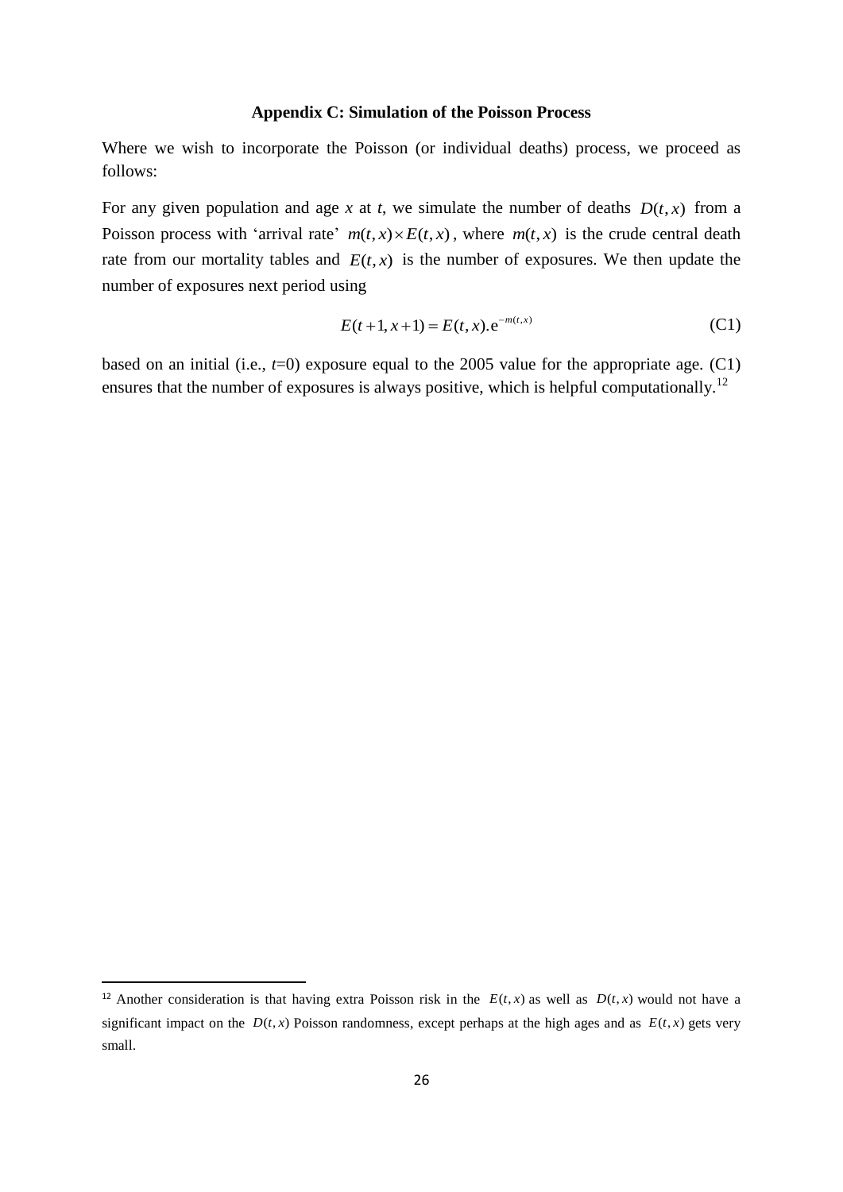## Appendix C: Simulation of the Poisson Process

Where we wish to incorporate the Poisson (or individual deaths) process, we proceed as follows:

For any given population and age $x$ at $t$, we simulate the number of deaths $D(t,x)$ from a Poisson process with 'arrival rate' $m(t,x)\times E(t,x)$, where $m(t,x)$ is the crude central death rate from our mortality tables and $E(t,x)$ is the number of exposures. We then update the number of exposures next period using

$$E(t+1,x+1) = E(t,x).\mathrm{e}^{-m(t,x)} \tag{C1}$$

based on an initial (i.e., $t$=0) exposure equal to the 2005 value for the appropriate age. (C1) ensures that the number of exposures is always positive, which is helpful computationally.[12]

---

[12] Another consideration is that having extra Poisson risk in the $E(t,x)$ as well as $D(t,x)$ would not have a significant impact on the $D(t,x)$ Poisson randomness, except perhaps at the high ages and as $E(t,x)$ gets very small.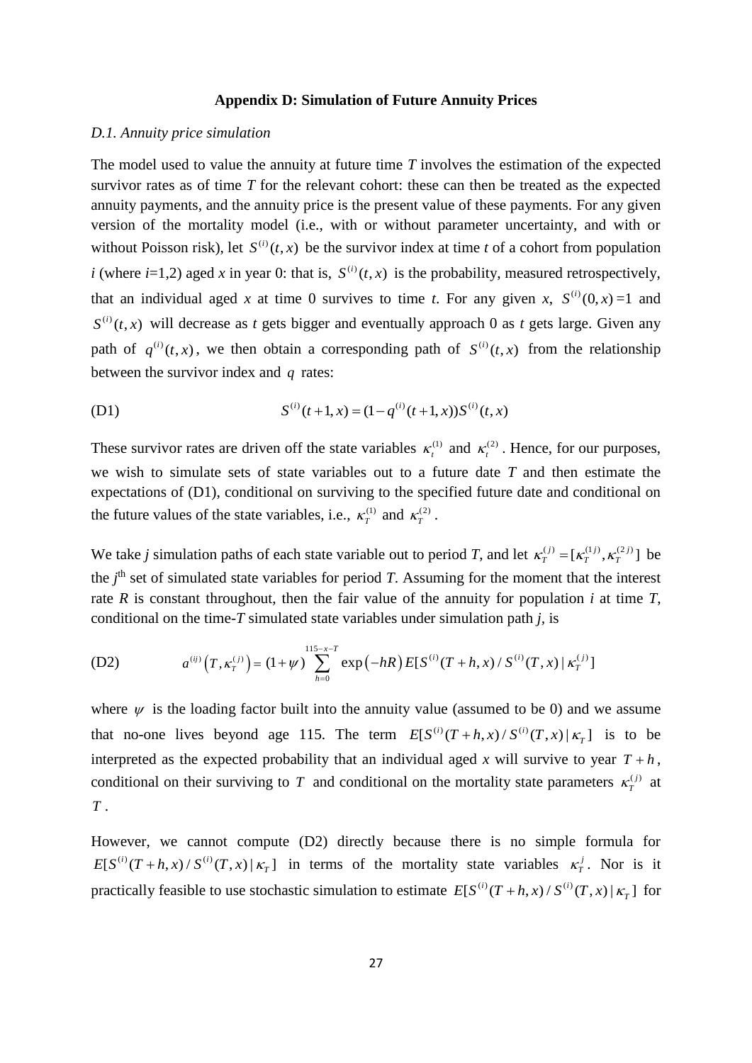# Appendix D: Simulation of Future Annuity Prices

*D.1. Annuity price simulation*

The model used to value the annuity at future time $T$ involves the estimation of the expected survivor rates as of time $T$ for the relevant cohort: these can then be treated as the expected annuity payments, and the annuity price is the present value of these payments. For any given version of the mortality model (i.e., with or without parameter uncertainty, and with or without Poisson risk), let $S^{(i)}(t,x)$ be the survivor index at time $t$ of a cohort from population $i$ (where $i$=1,2) aged $x$ in year 0: that is, $S^{(i)}(t,x)$ is the probability, measured retrospectively, that an individual aged $x$ at time 0 survives to time $t$. For any given $x$, $S^{(i)}(0,x)=1$ and $S^{(i)}(t,x)$ will decrease as $t$ gets bigger and eventually approach 0 as $t$ gets large. Given any path of $q^{(i)}(t,x)$, we then obtain a corresponding path of $S^{(i)}(t,x)$ from the relationship between the survivor index and $q$ rates:

$$S^{(i)}(t+1,x) = (1 - q^{(i)}(t+1,x))S^{(i)}(t,x) \tag{D1}$$

These survivor rates are driven off the state variables $\kappa_t^{(1)}$ and $\kappa_t^{(2)}$. Hence, for our purposes, we wish to simulate sets of state variables out to a future date $T$ and then estimate the expectations of (D1), conditional on surviving to the specified future date and conditional on the future values of the state variables, i.e., $\kappa_T^{(1)}$ and $\kappa_T^{(2)}$.

We take $j$ simulation paths of each state variable out to period $T$, and let $\kappa_T^{(j)} = [\kappa_T^{(1j)}, \kappa_T^{(2j)}]$ be the $j^{\text{th}}$ set of simulated state variables for period $T$. Assuming for the moment that the interest rate $R$ is constant throughout, then the fair value of the annuity for population $i$ at time $T$, conditional on the time-$T$ simulated state variables under simulation path $j$, is

$$a^{(ij)}\left(T,\kappa_T^{(j)}\right) = (1+\psi)\sum_{h=0}^{115-x-T} \exp\left(-hR\right) E[S^{(i)}(T+h,x)/S^{(i)}(T,x) \mid \kappa_T^{(j)}] \tag{D2}$$

where $\psi$ is the loading factor built into the annuity value (assumed to be 0) and we assume that no-one lives beyond age 115. The term $E[S^{(i)}(T+h,x)/S^{(i)}(T,x) \mid \kappa_T]$ is to be interpreted as the expected probability that an individual aged $x$ will survive to year $T+h$, conditional on their surviving to $T$ and conditional on the mortality state parameters $\kappa_T^{(j)}$ at $T$.

However, we cannot compute (D2) directly because there is no simple formula for $E[S^{(i)}(T+h,x)/S^{(i)}(T,x) \mid \kappa_T]$ in terms of the mortality state variables $\kappa_T^j$. Nor is it practically feasible to use stochastic simulation to estimate $E[S^{(i)}(T+h,x)/S^{(i)}(T,x) \mid \kappa_T]$ for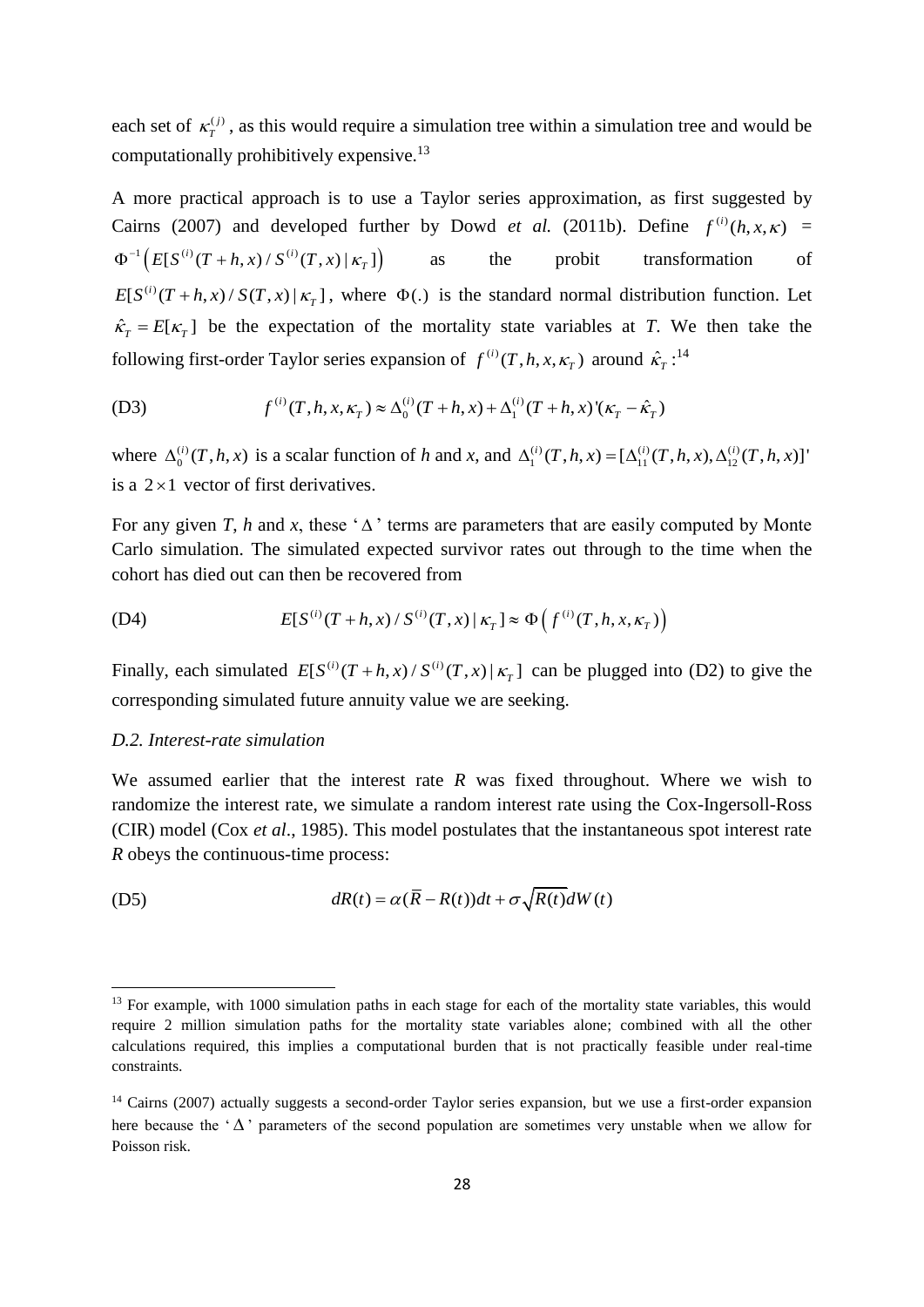each set of $\kappa_T^{(j)}$, as this would require a simulation tree within a simulation tree and would be computationally prohibitively expensive.[13]

A more practical approach is to use a Taylor series approximation, as first suggested by Cairns (2007) and developed further by Dowd *et al.* (2011b). Define $f^{(i)}(h,x,\kappa)$ = $\Phi^{-1}\left(E[S^{(i)}(T+h,x)/S^{(i)}(T,x)\,|\,\kappa_T]\right)$ as the probit transformation of $E[S^{(i)}(T+h,x)/S(T,x)\,|\,\kappa_T]$, where $\Phi(.)$ is the standard normal distribution function. Let $\hat{\kappa}_T = E[\kappa_T]$ be the expectation of the mortality state variables at *T*. We then take the following first-order Taylor series expansion of $f^{(i)}(T,h,x,\kappa_T)$ around $\hat{\kappa}_T$:[14]

$$
\text{(D3)} \qquad f^{(i)}(T,h,x,\kappa_T) \approx \Delta_0^{(i)}(T+h,x) + \Delta_1^{(i)}(T+h,x)'(\kappa_T - \hat{\kappa}_T)
$$

where $\Delta_0^{(i)}(T,h,x)$ is a scalar function of *h* and *x*, and $\Delta_1^{(i)}(T,h,x) = [\Delta_{11}^{(i)}(T,h,x), \Delta_{12}^{(i)}(T,h,x)]'$ is a $2 \times 1$ vector of first derivatives.

For any given *T*, *h* and *x*, these '$\Delta$' terms are parameters that are easily computed by Monte Carlo simulation. The simulated expected survivor rates out through to the time when the cohort has died out can then be recovered from

$$
\text{(D4)} \qquad E[S^{(i)}(T+h,x)/S^{(i)}(T,x)\,|\,\kappa_T] \approx \Phi\left(f^{(i)}(T,h,x,\kappa_T)\right)
$$

Finally, each simulated $E[S^{(i)}(T+h,x)/S^{(i)}(T,x)\,|\,\kappa_T]$ can be plugged into (D2) to give the corresponding simulated future annuity value we are seeking.

### *D.2. Interest-rate simulation*

We assumed earlier that the interest rate *R* was fixed throughout. Where we wish to randomize the interest rate, we simulate a random interest rate using the Cox-Ingersoll-Ross (CIR) model (Cox *et al*., 1985). This model postulates that the instantaneous spot interest rate *R* obeys the continuous-time process:

$$
\text{(D5)} \qquad dR(t) = \alpha(\overline{R} - R(t))dt + \sigma\sqrt{R(t)}dW(t)
$$

---

[13] For example, with 1000 simulation paths in each stage for each of the mortality state variables, this would require 2 million simulation paths for the mortality state variables alone; combined with all the other calculations required, this implies a computational burden that is not practically feasible under real-time constraints.

[14] Cairns (2007) actually suggests a second-order Taylor series expansion, but we use a first-order expansion here because the '$\Delta$' parameters of the second population are sometimes very unstable when we allow for Poisson risk.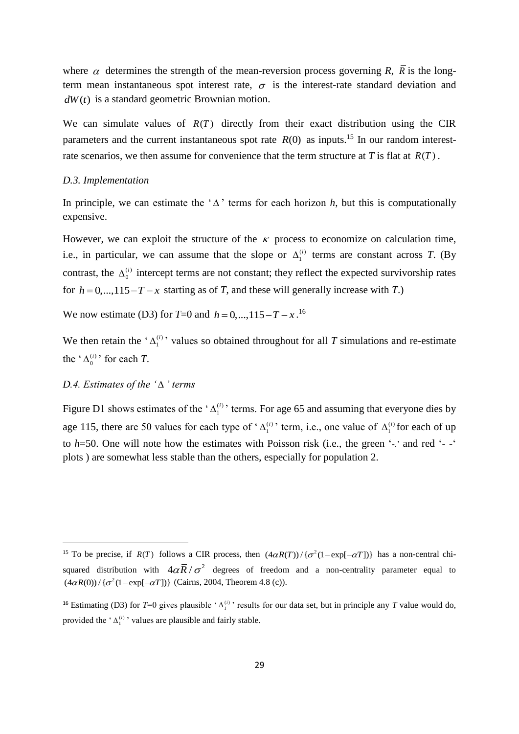where $\alpha$ determines the strength of the mean-reversion process governing *R*, $\bar{R}$ is the long-term mean instantaneous spot interest rate, $\sigma$ is the interest-rate standard deviation and $dW(t)$ is a standard geometric Brownian motion.

We can simulate values of $R(T)$ directly from their exact distribution using the CIR parameters and the current instantaneous spot rate $R(0)$ as inputs.[15] In our random interest-rate scenarios, we then assume for convenience that the term structure at *T* is flat at $R(T)$.

### *D.3. Implementation*

In principle, we can estimate the '$\Delta$' terms for each horizon *h*, but this is computationally expensive.

However, we can exploit the structure of the $\kappa$ process to economize on calculation time, i.e., in particular, we can assume that the slope or $\Delta_1^{(i)}$ terms are constant across *T*. (By contrast, the $\Delta_0^{(i)}$ intercept terms are not constant; they reflect the expected survivorship rates for $h = 0,...,115 - T - x$ starting as of *T*, and these will generally increase with *T*.)

We now estimate (D3) for *T*=0 and $h = 0,...,115 - T - x$.[16]

We then retain the '$\Delta_1^{(i)}$' values so obtained throughout for all *T* simulations and re-estimate the '$\Delta_0^{(i)}$' for each *T*.

### *D.4. Estimates of the '$\Delta$' terms*

Figure D1 shows estimates of the '$\Delta_1^{(i)}$' terms. For age 65 and assuming that everyone dies by age 115, there are 50 values for each type of '$\Delta_1^{(i)}$' term, i.e., one value of $\Delta_1^{(i)}$ for each of up to *h*=50. One will note how the estimates with Poisson risk (i.e., the green '-.' and red '- -' plots ) are somewhat less stable than the others, especially for population 2.

---

[15] To be precise, if $R(T)$ follows a CIR process, then $(4\alpha R(T))/\{\sigma^2(1-\exp[-\alpha T])\}$ has a non-central chi-squared distribution with $4\alpha\bar{R}/\sigma^2$ degrees of freedom and a non-centrality parameter equal to $(4\alpha R(0))/\{\sigma^2(1-\exp[-\alpha T])\}$ (Cairns, 2004, Theorem 4.8 (c)).

[16] Estimating (D3) for *T*=0 gives plausible '$\Delta_1^{(i)}$' results for our data set, but in principle any *T* value would do, provided the '$\Delta_1^{(i)}$' values are plausible and fairly stable.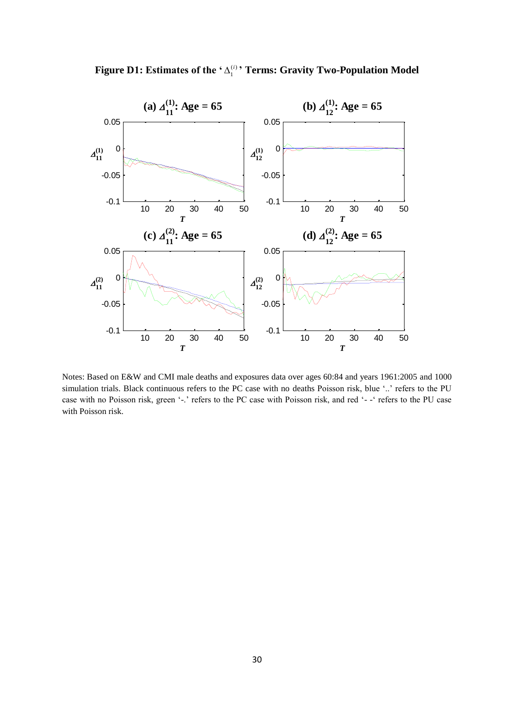**Figure D1: Estimates of the '$\Delta_1^{(i)}$' Terms: Gravity Two-Population Model**

**(a) $\Delta_{11}^{(1)}$: Age = 65**

$\Delta_{11}^{(1)}$

0.05
0
-0.05
-0.1

10 20 30 40 50

*T*

**(b) $\Delta_{12}^{(1)}$: Age = 65**

$\Delta_{12}^{(1)}$

0.05
0
-0.05
-0.1

10 20 30 40 50

*T*

**(c) $\Delta_{11}^{(2)}$: Age = 65**

$\Delta_{11}^{(2)}$

0.05
0
-0.05
-0.1

10 20 30 40 50

*T*

**(d) $\Delta_{12}^{(2)}$: Age = 65**

$\Delta_{12}^{(2)}$

0.05
0
-0.05
-0.1

10 20 30 40 50

*T*

Notes: Based on E&W and CMI male deaths and exposures data over ages 60:84 and years 1961:2005 and 1000 simulation trials. Black continuous refers to the PC case with no deaths Poisson risk, blue '..' refers to the PU case with no Poisson risk, green '-.' refers to the PC case with Poisson risk, and red '- -' refers to the PU case with Poisson risk.